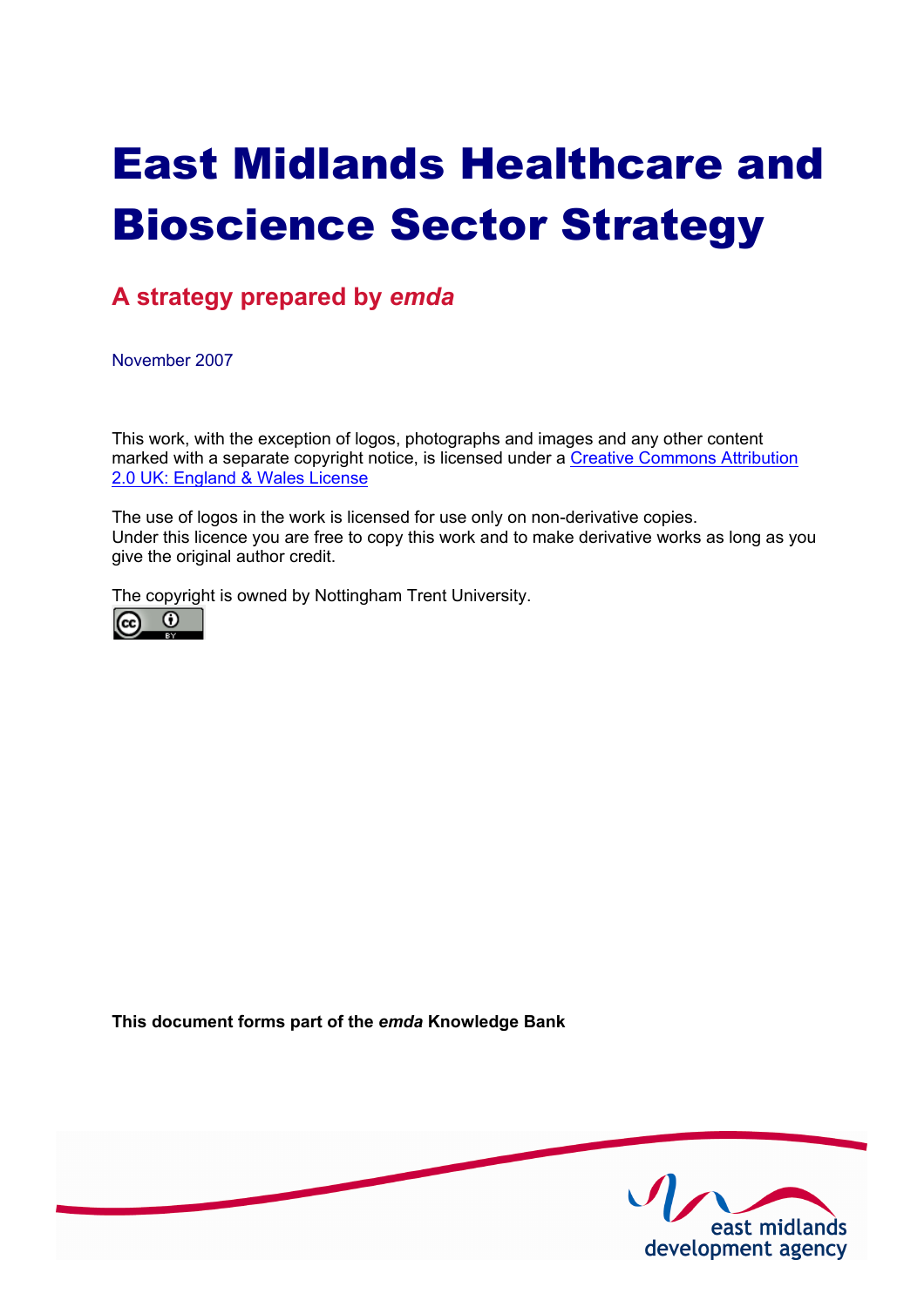# East Midlands Healthcare and Bioscience Sector Strategy

## A strategy prepared by *emda*

November 2007

This work, with the exception of logos, photographs and images and any other content marked with a separate copyright notice, is licensed under a [Creative Commons Attribution 2.0 UK: England & Wales License]

The use of logos in the work is licensed for use only on non-derivative copies.
Under this licence you are free to copy this work and to make derivative works as long as you give the original author credit.

The copyright is owned by Nottingham Trent University.

**This document forms part of the *emda* Knowledge Bank**

east midlands development agency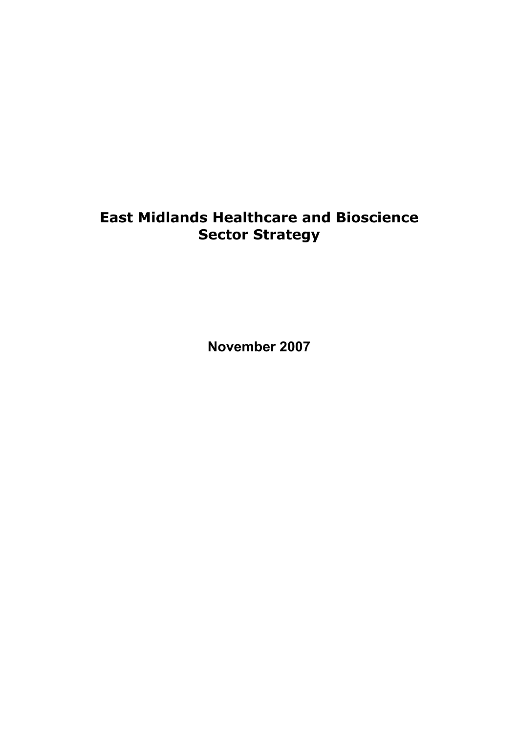# East Midlands Healthcare and Bioscience Sector Strategy

**November 2007**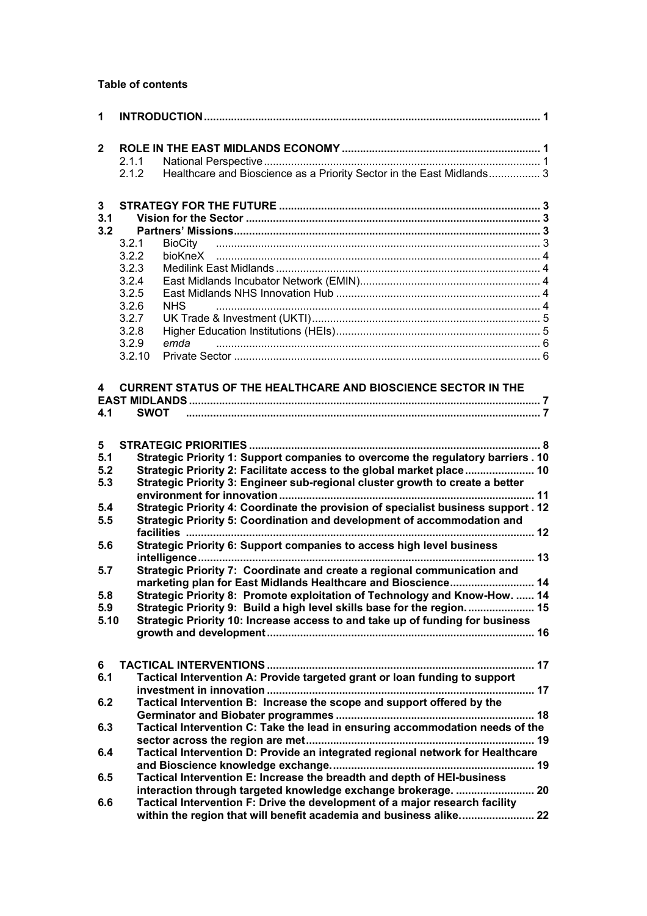**Table of contents**

| | | | |
|---|---|---|---|
| **1** | **INTRODUCTION** | | **1** |
| **2** | **ROLE IN THE EAST MIDLANDS ECONOMY** | | **1** |
| | 2.1.1 | National Perspective | 1 |
| | 2.1.2 | Healthcare and Bioscience as a Priority Sector in the East Midlands | 3 |
| **3** | **STRATEGY FOR THE FUTURE** | | **3** |
| **3.1** | **Vision for the Sector** | | **3** |
| **3.2** | **Partners' Missions** | | **3** |
| | 3.2.1 | BioCity | 3 |
| | 3.2.2 | bioKneX | 4 |
| | 3.2.3 | Medilink East Midlands | 4 |
| | 3.2.4 | East Midlands Incubator Network (EMIN) | 4 |
| | 3.2.5 | East Midlands NHS Innovation Hub | 4 |
| | 3.2.6 | NHS | 4 |
| | 3.2.7 | UK Trade & Investment (UKTI) | 5 |
| | 3.2.8 | Higher Education Institutions (HEIs) | 5 |
| | 3.2.9 | *emda* | 6 |
| | 3.2.10 | Private Sector | 6 |
| **4** | **CURRENT STATUS OF THE HEALTHCARE AND BIOSCIENCE SECTOR IN THE EAST MIDLANDS** | | **7** |
| **4.1** | **SWOT** | | **7** |
| **5** | **STRATEGIC PRIORITIES** | | **8** |
| **5.1** | **Strategic Priority 1: Support companies to overcome the regulatory barriers** | | **10** |
| **5.2** | **Strategic Priority 2: Facilitate access to the global market place** | | **10** |
| **5.3** | **Strategic Priority 3: Engineer sub-regional cluster growth to create a better environment for innovation** | | **11** |
| **5.4** | **Strategic Priority 4: Coordinate the provision of specialist business support** | | **12** |
| **5.5** | **Strategic Priority 5: Coordination and development of accommodation and facilities** | | **12** |
| **5.6** | **Strategic Priority 6: Support companies to access high level business intelligence** | | **13** |
| **5.7** | **Strategic Priority 7: Coordinate and create a regional communication and marketing plan for East Midlands Healthcare and Bioscience** | | **14** |
| **5.8** | **Strategic Priority 8: Promote exploitation of Technology and Know-How.** | | **14** |
| **5.9** | **Strategic Priority 9: Build a high level skills base for the region.** | | **15** |
| **5.10** | **Strategic Priority 10: Increase access to and take up of funding for business growth and development** | | **16** |
| **6** | **TACTICAL INTERVENTIONS** | | **17** |
| **6.1** | **Tactical Intervention A: Provide targeted grant or loan funding to support investment in innovation** | | **17** |
| **6.2** | **Tactical Intervention B: Increase the scope and support offered by the Germinator and Biobater programmes** | | **18** |
| **6.3** | **Tactical Intervention C: Take the lead in ensuring accommodation needs of the sector across the region are met** | | **19** |
| **6.4** | **Tactical Intervention D: Provide an integrated regional network for Healthcare and Bioscience knowledge exchange.** | | **19** |
| **6.5** | **Tactical Intervention E: Increase the breadth and depth of HEI-business interaction through targeted knowledge exchange brokerage.** | | **20** |
| **6.6** | **Tactical Intervention F: Drive the development of a major research facility within the region that will benefit academia and business alike.** | | **22** |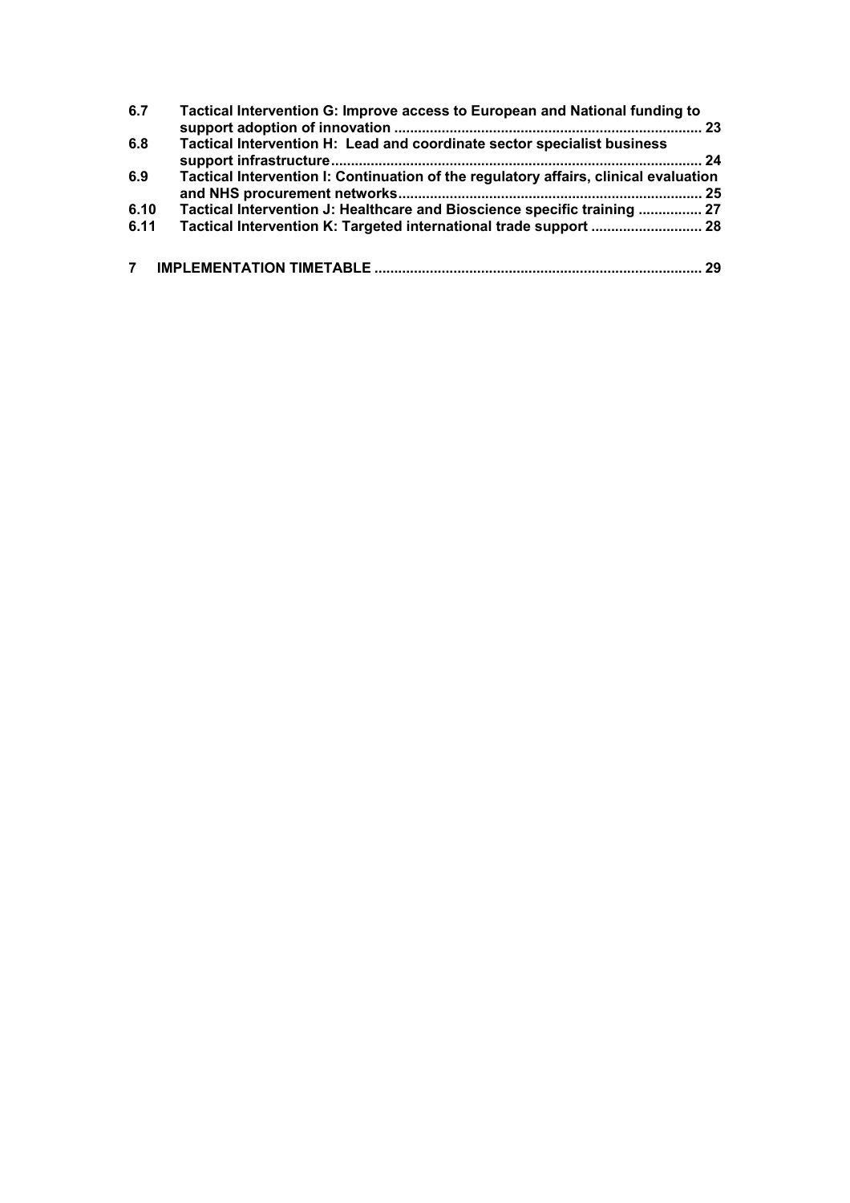**6.7 Tactical Intervention G: Improve access to European and National funding to support adoption of innovation ............................................................................ 23**

**6.8 Tactical Intervention H: Lead and coordinate sector specialist business support infrastructure............................................................................................. 24**

**6.9 Tactical Intervention I: Continuation of the regulatory affairs, clinical evaluation and NHS procurement networks........................................................................... 25**

**6.10 Tactical Intervention J: Healthcare and Bioscience specific training ................ 27**

**6.11 Tactical Intervention K: Targeted international trade support ........................... 28**

**7 IMPLEMENTATION TIMETABLE ................................................................................. 29**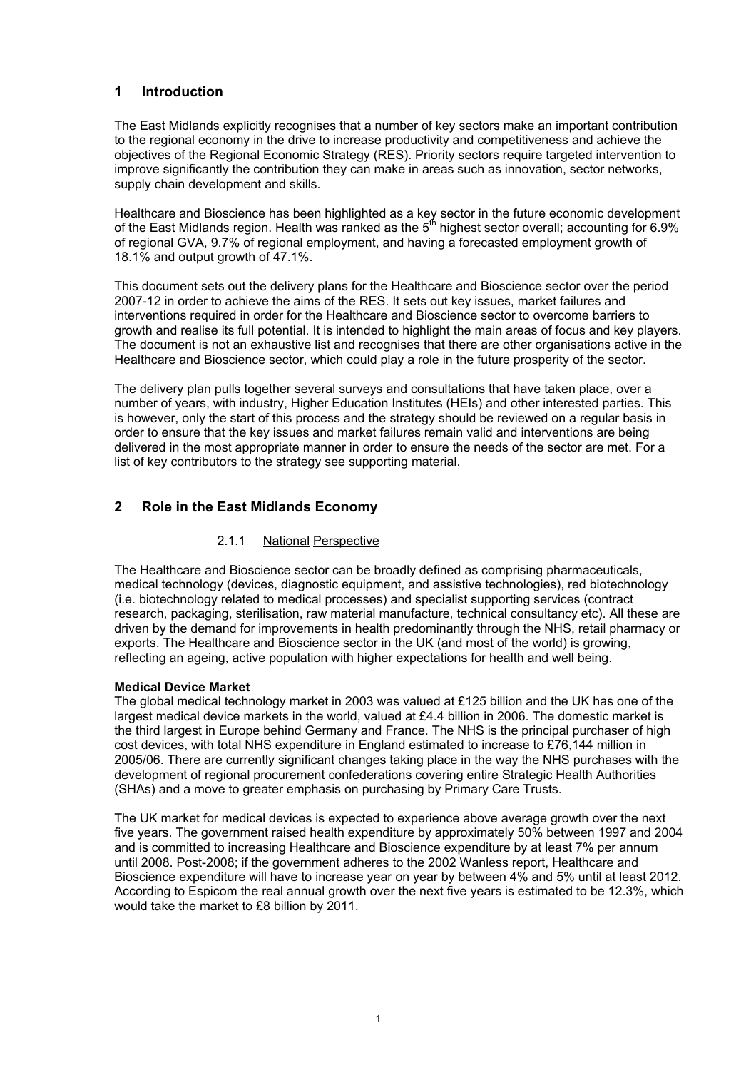# 1 Introduction

The East Midlands explicitly recognises that a number of key sectors make an important contribution to the regional economy in the drive to increase productivity and competitiveness and achieve the objectives of the Regional Economic Strategy (RES). Priority sectors require targeted intervention to improve significantly the contribution they can make in areas such as innovation, sector networks, supply chain development and skills.

Healthcare and Bioscience has been highlighted as a key sector in the future economic development of the East Midlands region. Health was ranked as the 5th highest sector overall; accounting for 6.9% of regional GVA, 9.7% of regional employment, and having a forecasted employment growth of 18.1% and output growth of 47.1%.

This document sets out the delivery plans for the Healthcare and Bioscience sector over the period 2007-12 in order to achieve the aims of the RES. It sets out key issues, market failures and interventions required in order for the Healthcare and Bioscience sector to overcome barriers to growth and realise its full potential. It is intended to highlight the main areas of focus and key players. The document is not an exhaustive list and recognises that there are other organisations active in the Healthcare and Bioscience sector, which could play a role in the future prosperity of the sector.

The delivery plan pulls together several surveys and consultations that have taken place, over a number of years, with industry, Higher Education Institutes (HEIs) and other interested parties. This is however, only the start of this process and the strategy should be reviewed on a regular basis in order to ensure that the key issues and market failures remain valid and interventions are being delivered in the most appropriate manner in order to ensure the needs of the sector are met. For a list of key contributors to the strategy see supporting material.

# 2 Role in the East Midlands Economy

### 2.1.1 National Perspective

The Healthcare and Bioscience sector can be broadly defined as comprising pharmaceuticals, medical technology (devices, diagnostic equipment, and assistive technologies), red biotechnology (i.e. biotechnology related to medical processes) and specialist supporting services (contract research, packaging, sterilisation, raw material manufacture, technical consultancy etc). All these are driven by the demand for improvements in health predominantly through the NHS, retail pharmacy or exports. The Healthcare and Bioscience sector in the UK (and most of the world) is growing, reflecting an ageing, active population with higher expectations for health and well being.

**Medical Device Market**

The global medical technology market in 2003 was valued at £125 billion and the UK has one of the largest medical device markets in the world, valued at £4.4 billion in 2006. The domestic market is the third largest in Europe behind Germany and France. The NHS is the principal purchaser of high cost devices, with total NHS expenditure in England estimated to increase to £76,144 million in 2005/06. There are currently significant changes taking place in the way the NHS purchases with the development of regional procurement confederations covering entire Strategic Health Authorities (SHAs) and a move to greater emphasis on purchasing by Primary Care Trusts.

The UK market for medical devices is expected to experience above average growth over the next five years. The government raised health expenditure by approximately 50% between 1997 and 2004 and is committed to increasing Healthcare and Bioscience expenditure by at least 7% per annum until 2008. Post-2008; if the government adheres to the 2002 Wanless report, Healthcare and Bioscience expenditure will have to increase year on year by between 4% and 5% until at least 2012. According to Espicom the real annual growth over the next five years is estimated to be 12.3%, which would take the market to £8 billion by 2011.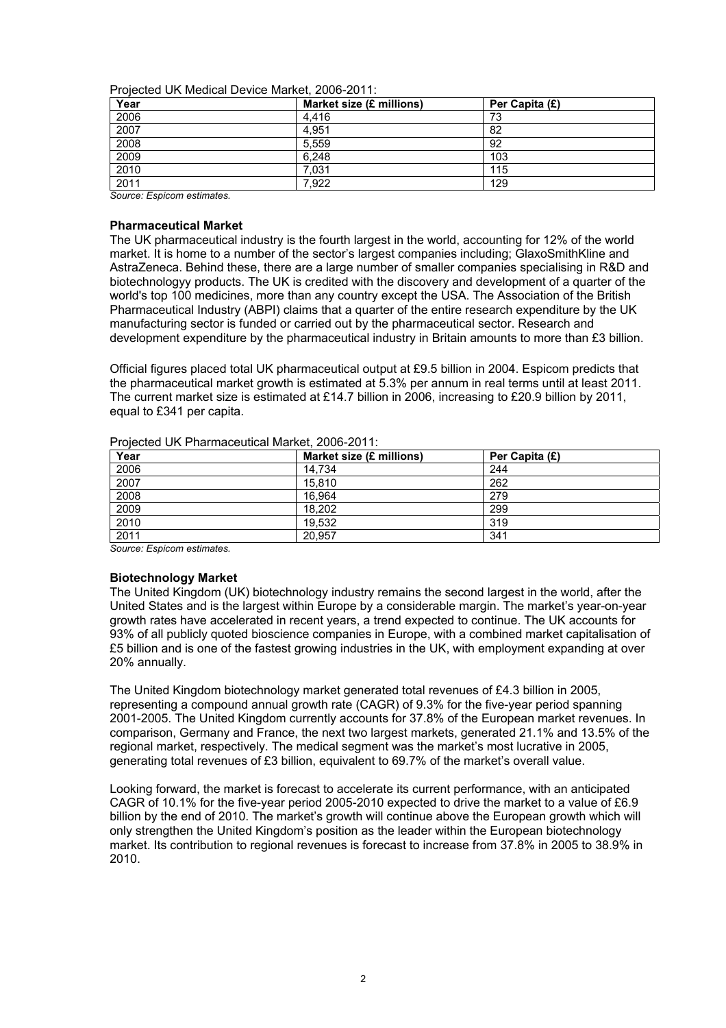Projected UK Medical Device Market, 2006-2011:

| Year | Market size (£ millions) | Per Capita (£) |
|---|---|---|
| 2006 | 4,416 | 73 |
| 2007 | 4,951 | 82 |
| 2008 | 5,559 | 92 |
| 2009 | 6,248 | 103 |
| 2010 | 7,031 | 115 |
| 2011 | 7,922 | 129 |

*Source: Espicom estimates.*

**Pharmaceutical Market**

The UK pharmaceutical industry is the fourth largest in the world, accounting for 12% of the world market. It is home to a number of the sector's largest companies including; GlaxoSmithKline and AstraZeneca. Behind these, there are a large number of smaller companies specialising in R&D and biotechnologyy products. The UK is credited with the discovery and development of a quarter of the world's top 100 medicines, more than any country except the USA. The Association of the British Pharmaceutical Industry (ABPI) claims that a quarter of the entire research expenditure by the UK manufacturing sector is funded or carried out by the pharmaceutical sector. Research and development expenditure by the pharmaceutical industry in Britain amounts to more than £3 billion.

Official figures placed total UK pharmaceutical output at £9.5 billion in 2004. Espicom predicts that the pharmaceutical market growth is estimated at 5.3% per annum in real terms until at least 2011. The current market size is estimated at £14.7 billion in 2006, increasing to £20.9 billion by 2011, equal to £341 per capita.

Projected UK Pharmaceutical Market, 2006-2011:

| Year | Market size (£ millions) | Per Capita (£) |
|---|---|---|
| 2006 | 14,734 | 244 |
| 2007 | 15,810 | 262 |
| 2008 | 16,964 | 279 |
| 2009 | 18,202 | 299 |
| 2010 | 19,532 | 319 |
| 2011 | 20,957 | 341 |

*Source: Espicom estimates.*

**Biotechnology Market**

The United Kingdom (UK) biotechnology industry remains the second largest in the world, after the United States and is the largest within Europe by a considerable margin. The market's year-on-year growth rates have accelerated in recent years, a trend expected to continue. The UK accounts for 93% of all publicly quoted bioscience companies in Europe, with a combined market capitalisation of £5 billion and is one of the fastest growing industries in the UK, with employment expanding at over 20% annually.

The United Kingdom biotechnology market generated total revenues of £4.3 billion in 2005, representing a compound annual growth rate (CAGR) of 9.3% for the five-year period spanning 2001-2005. The United Kingdom currently accounts for 37.8% of the European market revenues. In comparison, Germany and France, the next two largest markets, generated 21.1% and 13.5% of the regional market, respectively. The medical segment was the market's most lucrative in 2005, generating total revenues of £3 billion, equivalent to 69.7% of the market's overall value.

Looking forward, the market is forecast to accelerate its current performance, with an anticipated CAGR of 10.1% for the five-year period 2005-2010 expected to drive the market to a value of £6.9 billion by the end of 2010. The market's growth will continue above the European growth which will only strengthen the United Kingdom's position as the leader within the European biotechnology market. Its contribution to regional revenues is forecast to increase from 37.8% in 2005 to 38.9% in 2010.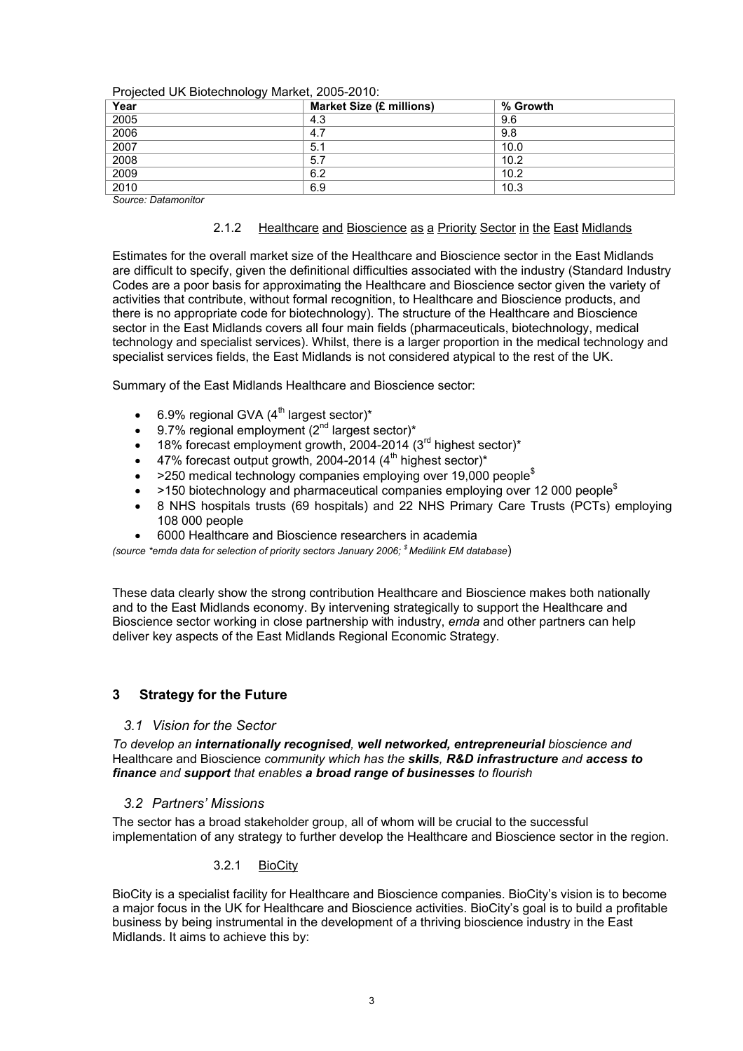Projected UK Biotechnology Market, 2005-2010:

| Year | Market Size (£ millions) | % Growth |
|---|---|---|
| 2005 | 4.3 | 9.6 |
| 2006 | 4.7 | 9.8 |
| 2007 | 5.1 | 10.0 |
| 2008 | 5.7 | 10.2 |
| 2009 | 6.2 | 10.2 |
| 2010 | 6.9 | 10.3 |

*Source: Datamonitor*

#### 2.1.2 Healthcare and Bioscience as a Priority Sector in the East Midlands

Estimates for the overall market size of the Healthcare and Bioscience sector in the East Midlands are difficult to specify, given the definitional difficulties associated with the industry (Standard Industry Codes are a poor basis for approximating the Healthcare and Bioscience sector given the variety of activities that contribute, without formal recognition, to Healthcare and Bioscience products, and there is no appropriate code for biotechnology). The structure of the Healthcare and Bioscience sector in the East Midlands covers all four main fields (pharmaceuticals, biotechnology, medical technology and specialist services). Whilst, there is a larger proportion in the medical technology and specialist services fields, the East Midlands is not considered atypical to the rest of the UK.

Summary of the East Midlands Healthcare and Bioscience sector:

- 6.9% regional GVA (4th largest sector)*
- 9.7% regional employment (2nd largest sector)*
- 18% forecast employment growth, 2004-2014 (3rd highest sector)*
- 47% forecast output growth, 2004-2014 (4th highest sector)*
- >250 medical technology companies employing over 19,000 people$
- >150 biotechnology and pharmaceutical companies employing over 12 000 people$
- 8 NHS hospitals trusts (69 hospitals) and 22 NHS Primary Care Trusts (PCTs) employing 108 000 people
- 6000 Healthcare and Bioscience researchers in academia

*(source \*emda data for selection of priority sectors January 2006; $ Medilink EM database)*

These data clearly show the strong contribution Healthcare and Bioscience makes both nationally and to the East Midlands economy. By intervening strategically to support the Healthcare and Bioscience sector working in close partnership with industry, *emda* and other partners can help deliver key aspects of the East Midlands Regional Economic Strategy.

## 3 Strategy for the Future

### *3.1 Vision for the Sector*

*To develop an **internationally recognised**, **well networked, entrepreneurial** bioscience and* Healthcare and Bioscience *community which has the **skills**, **R&D infrastructure** and **access to finance** and **support** that enables **a broad range of businesses** to flourish*

### *3.2 Partners' Missions*

The sector has a broad stakeholder group, all of whom will be crucial to the successful implementation of any strategy to further develop the Healthcare and Bioscience sector in the region.

#### 3.2.1 BioCity

BioCity is a specialist facility for Healthcare and Bioscience companies. BioCity's vision is to become a major focus in the UK for Healthcare and Bioscience activities. BioCity's goal is to build a profitable business by being instrumental in the development of a thriving bioscience industry in the East Midlands. It aims to achieve this by: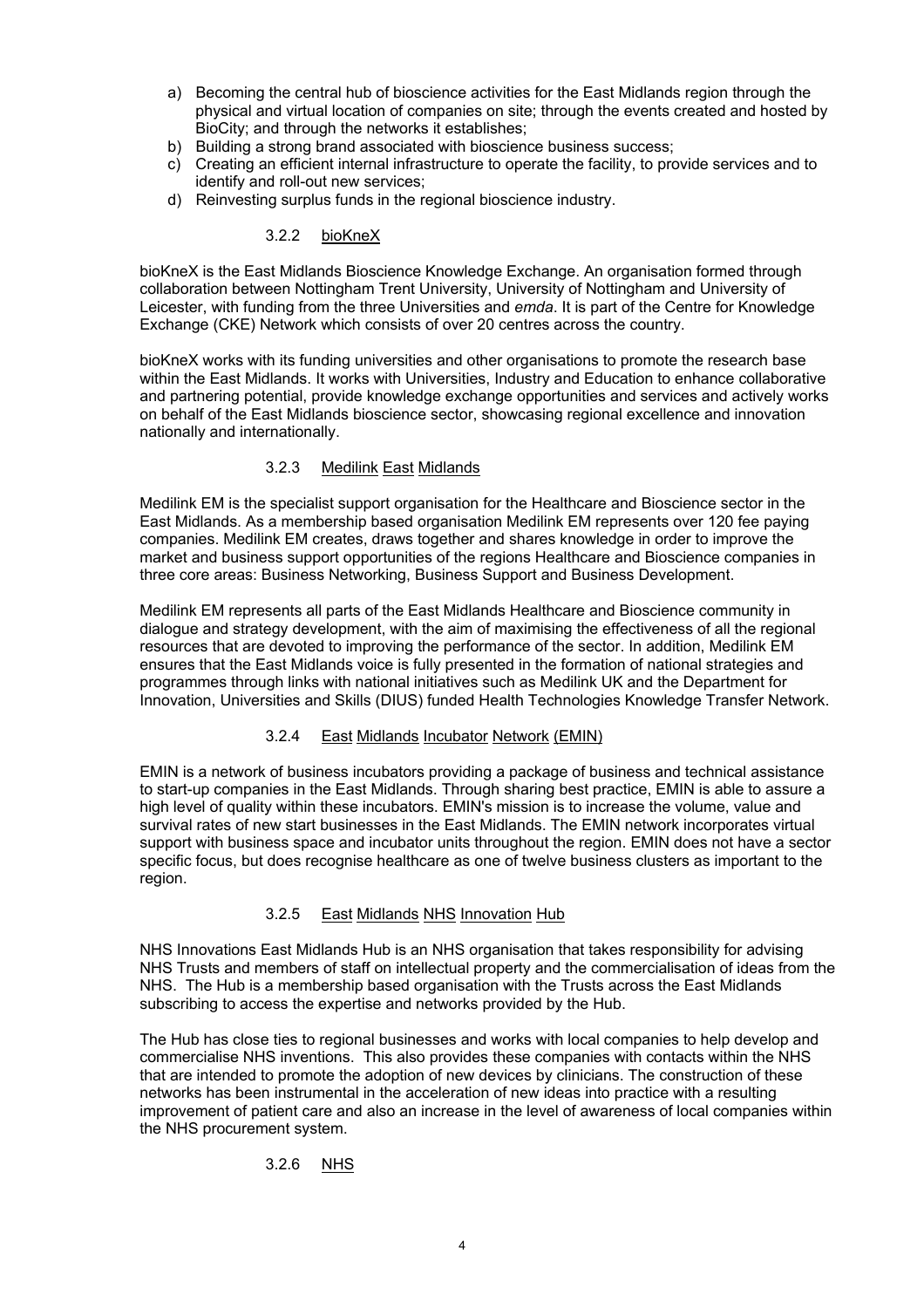a) Becoming the central hub of bioscience activities for the East Midlands region through the physical and virtual location of companies on site; through the events created and hosted by BioCity; and through the networks it establishes;
b) Building a strong brand associated with bioscience business success;
c) Creating an efficient internal infrastructure to operate the facility, to provide services and to identify and roll-out new services;
d) Reinvesting surplus funds in the regional bioscience industry.

### 3.2.2 bioKneX

bioKneX is the East Midlands Bioscience Knowledge Exchange. An organisation formed through collaboration between Nottingham Trent University, University of Nottingham and University of Leicester, with funding from the three Universities and *emda*. It is part of the Centre for Knowledge Exchange (CKE) Network which consists of over 20 centres across the country.

bioKneX works with its funding universities and other organisations to promote the research base within the East Midlands. It works with Universities, Industry and Education to enhance collaborative and partnering potential, provide knowledge exchange opportunities and services and actively works on behalf of the East Midlands bioscience sector, showcasing regional excellence and innovation nationally and internationally.

### 3.2.3 Medilink East Midlands

Medilink EM is the specialist support organisation for the Healthcare and Bioscience sector in the East Midlands. As a membership based organisation Medilink EM represents over 120 fee paying companies. Medilink EM creates, draws together and shares knowledge in order to improve the market and business support opportunities of the regions Healthcare and Bioscience companies in three core areas: Business Networking, Business Support and Business Development.

Medilink EM represents all parts of the East Midlands Healthcare and Bioscience community in dialogue and strategy development, with the aim of maximising the effectiveness of all the regional resources that are devoted to improving the performance of the sector. In addition, Medilink EM ensures that the East Midlands voice is fully presented in the formation of national strategies and programmes through links with national initiatives such as Medilink UK and the Department for Innovation, Universities and Skills (DIUS) funded Health Technologies Knowledge Transfer Network.

### 3.2.4 East Midlands Incubator Network (EMIN)

EMIN is a network of business incubators providing a package of business and technical assistance to start-up companies in the East Midlands. Through sharing best practice, EMIN is able to assure a high level of quality within these incubators. EMIN's mission is to increase the volume, value and survival rates of new start businesses in the East Midlands. The EMIN network incorporates virtual support with business space and incubator units throughout the region. EMIN does not have a sector specific focus, but does recognise healthcare as one of twelve business clusters as important to the region.

### 3.2.5 East Midlands NHS Innovation Hub

NHS Innovations East Midlands Hub is an NHS organisation that takes responsibility for advising NHS Trusts and members of staff on intellectual property and the commercialisation of ideas from the NHS. The Hub is a membership based organisation with the Trusts across the East Midlands subscribing to access the expertise and networks provided by the Hub.

The Hub has close ties to regional businesses and works with local companies to help develop and commercialise NHS inventions. This also provides these companies with contacts within the NHS that are intended to promote the adoption of new devices by clinicians. The construction of these networks has been instrumental in the acceleration of new ideas into practice with a resulting improvement of patient care and also an increase in the level of awareness of local companies within the NHS procurement system.

### 3.2.6 NHS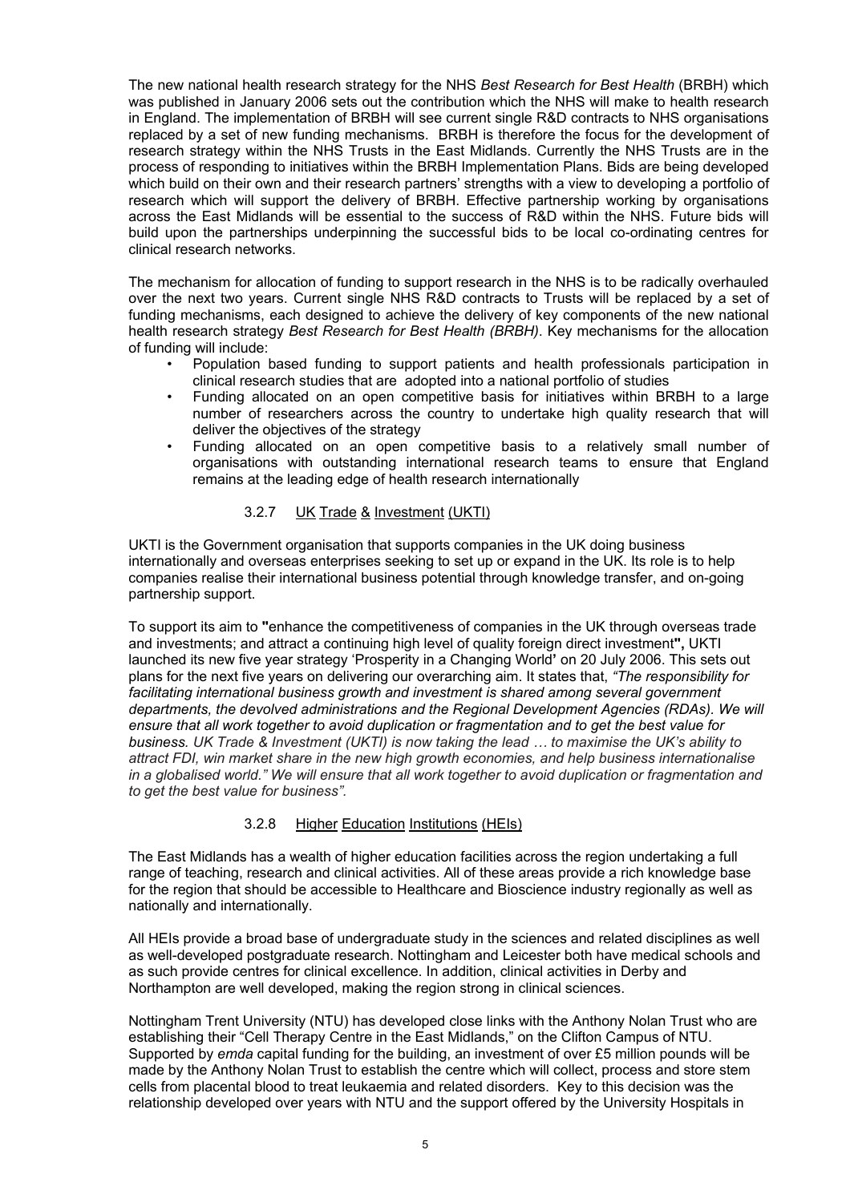The new national health research strategy for the NHS *Best Research for Best Health* (BRBH) which was published in January 2006 sets out the contribution which the NHS will make to health research in England. The implementation of BRBH will see current single R&D contracts to NHS organisations replaced by a set of new funding mechanisms. BRBH is therefore the focus for the development of research strategy within the NHS Trusts in the East Midlands. Currently the NHS Trusts are in the process of responding to initiatives within the BRBH Implementation Plans. Bids are being developed which build on their own and their research partners' strengths with a view to developing a portfolio of research which will support the delivery of BRBH. Effective partnership working by organisations across the East Midlands will be essential to the success of R&D within the NHS. Future bids will build upon the partnerships underpinning the successful bids to be local co-ordinating centres for clinical research networks.

The mechanism for allocation of funding to support research in the NHS is to be radically overhauled over the next two years. Current single NHS R&D contracts to Trusts will be replaced by a set of funding mechanisms, each designed to achieve the delivery of key components of the new national health research strategy *Best Research for Best Health (BRBH)*. Key mechanisms for the allocation of funding will include:

- Population based funding to support patients and health professionals participation in clinical research studies that are adopted into a national portfolio of studies
- Funding allocated on an open competitive basis for initiatives within BRBH to a large number of researchers across the country to undertake high quality research that will deliver the objectives of the strategy
- Funding allocated on an open competitive basis to a relatively small number of organisations with outstanding international research teams to ensure that England remains at the leading edge of health research internationally

### 3.2.7 UK Trade & Investment (UKTI)

UKTI is the Government organisation that supports companies in the UK doing business internationally and overseas enterprises seeking to set up or expand in the UK. Its role is to help companies realise their international business potential through knowledge transfer, and on-going partnership support.

To support its aim to **"**enhance the competitiveness of companies in the UK through overseas trade and investments; and attract a continuing high level of quality foreign direct investment**",** UKTI launched its new five year strategy 'Prosperity in a Changing World**'** on 20 July 2006. This sets out plans for the next five years on delivering our overarching aim. It states that, *"The responsibility for facilitating international business growth and investment is shared among several government departments, the devolved administrations and the Regional Development Agencies (RDAs). We will ensure that all work together to avoid duplication or fragmentation and to get the best value for business. UK Trade & Investment (UKTI) is now taking the lead … to maximise the UK's ability to attract FDI, win market share in the new high growth economies, and help business internationalise in a globalised world." We will ensure that all work together to avoid duplication or fragmentation and to get the best value for business".*

### 3.2.8 Higher Education Institutions (HEIs)

The East Midlands has a wealth of higher education facilities across the region undertaking a full range of teaching, research and clinical activities. All of these areas provide a rich knowledge base for the region that should be accessible to Healthcare and Bioscience industry regionally as well as nationally and internationally.

All HEIs provide a broad base of undergraduate study in the sciences and related disciplines as well as well-developed postgraduate research. Nottingham and Leicester both have medical schools and as such provide centres for clinical excellence. In addition, clinical activities in Derby and Northampton are well developed, making the region strong in clinical sciences.

Nottingham Trent University (NTU) has developed close links with the Anthony Nolan Trust who are establishing their "Cell Therapy Centre in the East Midlands," on the Clifton Campus of NTU. Supported by *emda* capital funding for the building, an investment of over £5 million pounds will be made by the Anthony Nolan Trust to establish the centre which will collect, process and store stem cells from placental blood to treat leukaemia and related disorders. Key to this decision was the relationship developed over years with NTU and the support offered by the University Hospitals in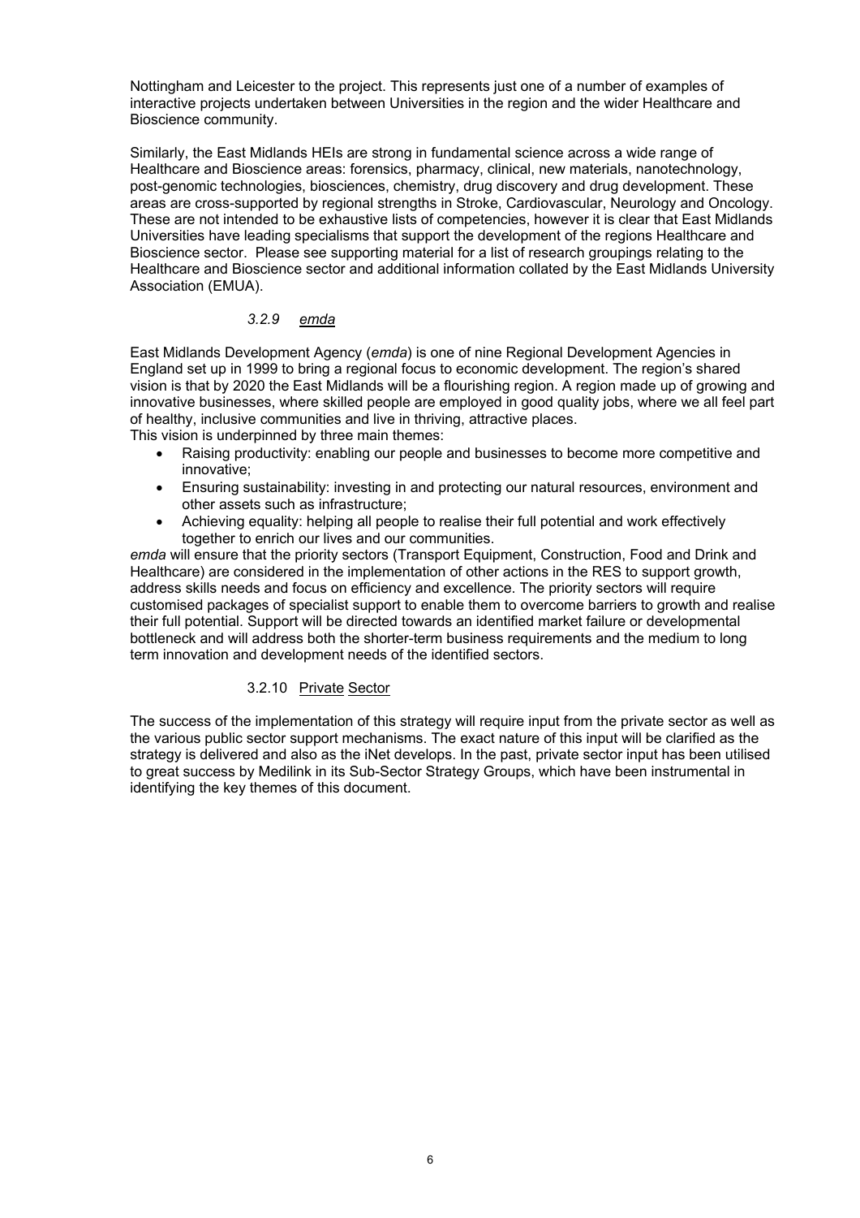Nottingham and Leicester to the project. This represents just one of a number of examples of interactive projects undertaken between Universities in the region and the wider Healthcare and Bioscience community.

Similarly, the East Midlands HEIs are strong in fundamental science across a wide range of Healthcare and Bioscience areas: forensics, pharmacy, clinical, new materials, nanotechnology, post-genomic technologies, biosciences, chemistry, drug discovery and drug development. These areas are cross-supported by regional strengths in Stroke, Cardiovascular, Neurology and Oncology. These are not intended to be exhaustive lists of competencies, however it is clear that East Midlands Universities have leading specialisms that support the development of the regions Healthcare and Bioscience sector. Please see supporting material for a list of research groupings relating to the Healthcare and Bioscience sector and additional information collated by the East Midlands University Association (EMUA).

#### *3.2.9 emda*

East Midlands Development Agency (*emda*) is one of nine Regional Development Agencies in England set up in 1999 to bring a regional focus to economic development. The region's shared vision is that by 2020 the East Midlands will be a flourishing region. A region made up of growing and innovative businesses, where skilled people are employed in good quality jobs, where we all feel part of healthy, inclusive communities and live in thriving, attractive places.

This vision is underpinned by three main themes:

- Raising productivity: enabling our people and businesses to become more competitive and innovative;
- Ensuring sustainability: investing in and protecting our natural resources, environment and other assets such as infrastructure;
- Achieving equality: helping all people to realise their full potential and work effectively together to enrich our lives and our communities.

*emda* will ensure that the priority sectors (Transport Equipment, Construction, Food and Drink and Healthcare) are considered in the implementation of other actions in the RES to support growth, address skills needs and focus on efficiency and excellence. The priority sectors will require customised packages of specialist support to enable them to overcome barriers to growth and realise their full potential. Support will be directed towards an identified market failure or developmental bottleneck and will address both the shorter-term business requirements and the medium to long term innovation and development needs of the identified sectors.

#### 3.2.10 Private Sector

The success of the implementation of this strategy will require input from the private sector as well as the various public sector support mechanisms. The exact nature of this input will be clarified as the strategy is delivered and also as the iNet develops. In the past, private sector input has been utilised to great success by Medilink in its Sub-Sector Strategy Groups, which have been instrumental in identifying the key themes of this document.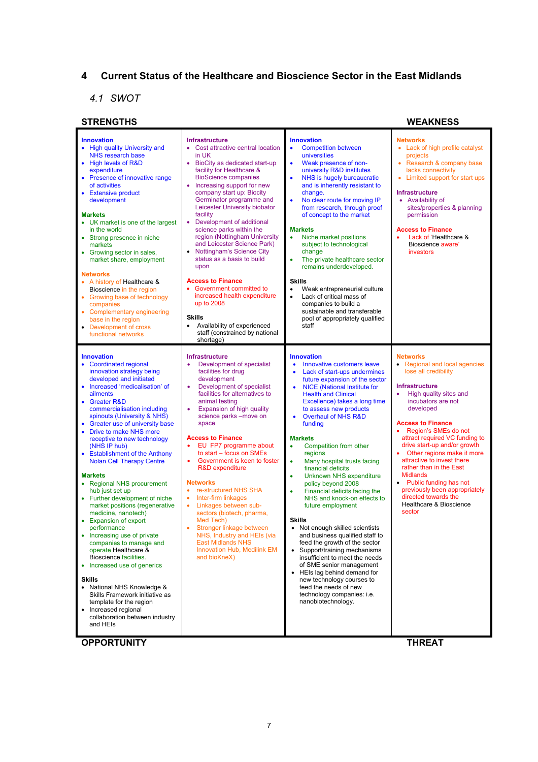# 4 Current Status of the Healthcare and Bioscience Sector in the East Midlands

## 4.1 SWOT

| STRENGTHS | | WEAKNESS | |
|---|---|---|---|
| **Innovation**<br>• High quality University and NHS research base<br>• High levels of R&D expenditure<br>• Presence of innovative range of activities<br>• Extensive product development<br><br>**Markets**<br>• UK market is one of the largest in the world<br>• Strong presence in niche markets<br>• Growing sector in sales, market share, employment<br><br>**Networks**<br>• A history of Healthcare & Bioscience in the region<br>• Growing base of technology companies<br>• Complementary engineering base in the region<br>• Development of cross functional networks | **Infrastructure**<br>• Cost attractive central location in UK<br>• BioCity as dedicated start-up facility for Healthcare & BioScience companies<br>• Increasing support for new company start up: Biocity Germinator programme and Leicester University biobator facility<br>• Development of additional science parks within the region (Nottingham University and Leicester Science Park)<br>• Nottingham's Science City status as a basis to build upon<br><br>**Access to Finance**<br>• Government committed to increased health expenditure up to 2008<br><br>**Skills**<br>• Availability of experienced staff (constrained by national shortage) | **Innovation**<br>• Competition between universities<br>• Weak presence of non-university R&D institutes<br>• NHS is hugely bureaucratic and is inherently resistant to change.<br>• No clear route for moving IP from research, through proof of concept to the market<br><br>**Markets**<br>• Niche market positions subject to technological change<br>• The private healthcare sector remains underdeveloped.<br><br>**Skills**<br>• Weak entrepreneurial culture<br>• Lack of critical mass of companies to build a sustainable and transferable pool of appropriately qualified staff | **Networks**<br>• Lack of high profile catalyst projects<br>• Research & company base lacks connectivity<br>• Limited support for start ups<br><br>**Infrastructure**<br>• Availability of sites/properties & planning permission<br><br>**Access to Finance**<br>• Lack of 'Healthcare & Bioscience aware' investors |
| **Innovation**<br>• Coordinated regional innovation strategy being developed and initiated<br>• Increased 'medicalisation' of ailments<br>• Greater R&D commercialisation including spinouts (University & NHS)<br>• Greater use of university base<br>• Drive to make NHS more receptive to new technology (NHS IP hub)<br>• Establishment of the Anthony Nolan Cell Therapy Centre<br><br>**Markets**<br>• Regional NHS procurement hub just set up<br>• Further development of niche market positions (regenerative medicine, nanotech)<br>• Expansion of export performance<br>• Increasing use of private companies to manage and operate Healthcare & Bioscience facilities.<br>• Increased use of generics<br><br>**Skills**<br>• National NHS Knowledge & Skills Framework initiative as template for the region<br>• Increased regional collaboration between industry and HEIs | **Infrastructure**<br>• Development of specialist facilities for drug development<br>• Development of specialist facilities for alternatives to animal testing<br>• Expansion of high quality science parks –move on space<br><br>**Access to Finance**<br>• EU FP7 programme about to start – focus on SMEs<br>• Government is keen to foster R&D expenditure<br><br>**Networks**<br>• re-structured NHS SHA<br>• Inter-firm linkages<br>• Linkages between sub-sectors (biotech, pharma, Med Tech)<br>• Stronger linkage between NHS, Industry and HEIs (via East Midlands NHS Innovation Hub, Medilink EM and bioKneX) | **Innovation**<br>• Innovative customers leave<br>• Lack of start-ups undermines future expansion of the sector<br>• NICE (National Institute for Health and Clinical Excellence) takes a long time to assess new products<br>• Overhaul of NHS R&D funding<br><br>**Markets**<br>• Competition from other regions<br>• Many hospital trusts facing financial deficits<br>• Unknown NHS expenditure policy beyond 2008<br>• Financial deficits facing the NHS and knock-on effects to future employment<br><br>**Skills**<br>• Not enough skilled scientists and business qualified staff to feed the growth of the sector<br>• Support/training mechanisms insufficient to meet the needs of SME senior management<br>• HEIs lag behind demand for new technology courses to feed the needs of new technology companies: i.e. nanobiotechnology. | **Networks**<br>• Regional and local agencies lose all credibility<br><br>**Infrastructure**<br>• High quality sites and incubators are not developed<br><br>**Access to Finance**<br>• Region's SMEs do not attract required VC funding to drive start-up and/or growth<br>• Other regions make it more attractive to invest there rather than in the East Midlands<br>• Public funding has not previously been appropriately directed towards the Healthcare & Bioscience sector |
| **OPPORTUNITY** | | **THREAT** | |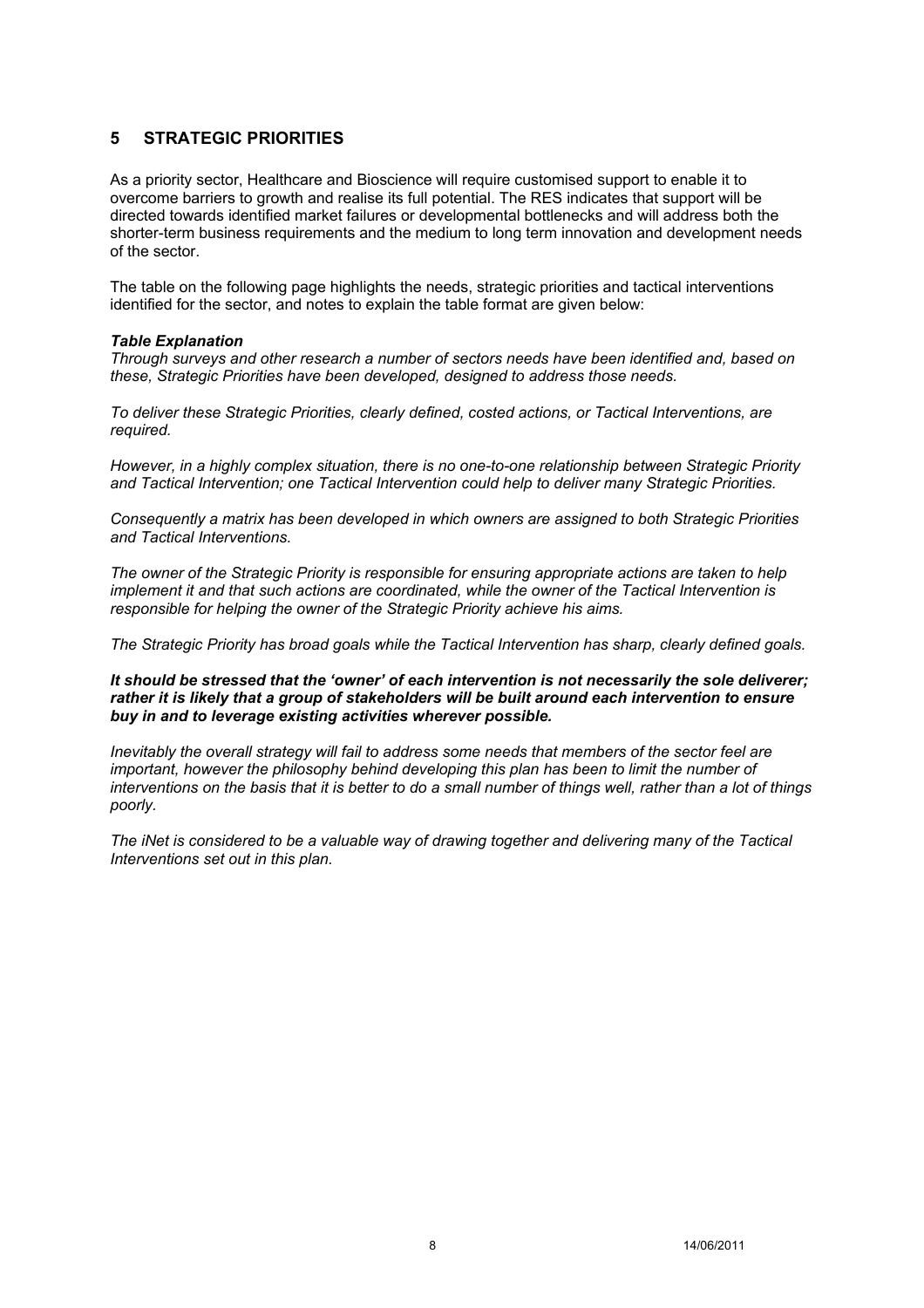## 5 STRATEGIC PRIORITIES

As a priority sector, Healthcare and Bioscience will require customised support to enable it to overcome barriers to growth and realise its full potential. The RES indicates that support will be directed towards identified market failures or developmental bottlenecks and will address both the shorter-term business requirements and the medium to long term innovation and development needs of the sector.

The table on the following page highlights the needs, strategic priorities and tactical interventions identified for the sector, and notes to explain the table format are given below:

***Table Explanation***

*Through surveys and other research a number of sectors needs have been identified and, based on these, Strategic Priorities have been developed, designed to address those needs.*

*To deliver these Strategic Priorities, clearly defined, costed actions, or Tactical Interventions, are required.*

*However, in a highly complex situation, there is no one-to-one relationship between Strategic Priority and Tactical Intervention; one Tactical Intervention could help to deliver many Strategic Priorities.*

*Consequently a matrix has been developed in which owners are assigned to both Strategic Priorities and Tactical Interventions.*

*The owner of the Strategic Priority is responsible for ensuring appropriate actions are taken to help implement it and that such actions are coordinated, while the owner of the Tactical Intervention is responsible for helping the owner of the Strategic Priority achieve his aims.*

*The Strategic Priority has broad goals while the Tactical Intervention has sharp, clearly defined goals.*

***It should be stressed that the 'owner' of each intervention is not necessarily the sole deliverer; rather it is likely that a group of stakeholders will be built around each intervention to ensure buy in and to leverage existing activities wherever possible.***

*Inevitably the overall strategy will fail to address some needs that members of the sector feel are important, however the philosophy behind developing this plan has been to limit the number of interventions on the basis that it is better to do a small number of things well, rather than a lot of things poorly.*

*The iNet is considered to be a valuable way of drawing together and delivering many of the Tactical Interventions set out in this plan.*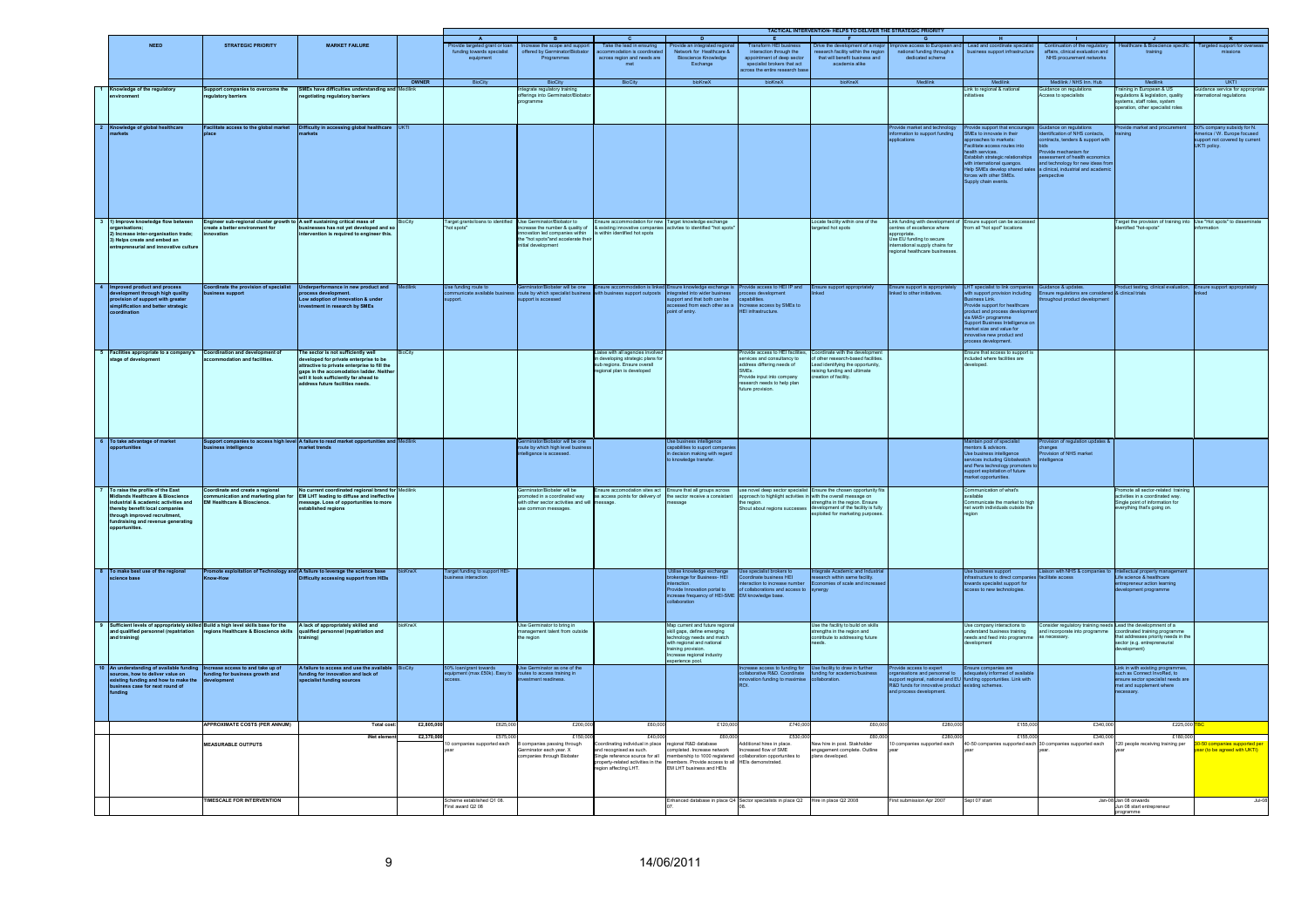**TACTICAL INTERVENTION- HELPS TO DELIVER THE STRATEGIC PRIORITY** (columns A–K)

| | NEED | STRATEGIC PRIORITY | MARKET FAILURE | | A<br>Provide targeted grant or loan funding towards specialist equipment | B<br>Increase the scope and support offered by Germinator/Biobator Programmes | C<br>Take the lead in ensuring accommodation is coordinated across region and needs are met | D<br>Provide an integrated regional Network for Healthcare & Bioscience Knowledge Exchange | E<br>Transform HEI business interaction through the appointment of deep sector specialist brokers that act across the entire research base | F<br>Drive the development of a major research facility within the region that will benefit business and academia alike | G<br>Improve access to European and national funding through a dedicated scheme | H<br>Lead and coordinate specialist business support infrastructure | I<br>Continuation of the regulatory affairs, clinical evaluation and NHS procurement networks | J<br>Healthcare & Bioscience specific training | K<br>Targeted support for overseas missions |
|---|---|---|---|---|---|---|---|---|---|---|---|---|---|---|---|
| | | | | **OWNER** | BioCity | BioCity | BioCity | bioKneX | bioKneX | bioKneX | Medilink | Medilink | Medilink / NHS Inn. Hub | Medilink | UKTI |
| 1 | Knowledge of the regulatory environment | Support companies to overcome the regulatory barriers | SMEs have difficulties understanding and negotiating regulatory barriers | Medilink | | Integrate regulatory training offerings into Germinator/Biobator programme | | | | | | Link to regional & national initiatives | Guidance on regulations Access to specialists | Training in European & US regulations & legislation, quality systems, staff roles, system operation, other specialist roles | Guidance service for appropriate international regulations |
| 2 | Knowledge of global healthcare markets | Facilitate access to the global market place | Difficulty in accessing global healthcare markets | UKTI | | | | | | | Provide market and technology information to support funding applications | Provide support that encourages SMEs to innovate in their approaches to markets: Facilitate access routes into health services. Establish strategic relationships with international quangos. Help SMEs develop shared sales forces with other SMEs. Supply chain events. | Guidance on regulations Identification of NHS contacts, contracts, tenders & support with bids Provide mechanism for assessment of health economics and technology for new ideas from a clinical, industrial and academic perspective | Provide market and procurement training | 50% company subsidy for N. America / W. Europe focused support not covered by current UKTI policy. |
| 3 | 1) Improve knowledge flow between organisations; 2) Increase inter-organisation trade; 3) Helps create and embed an entrepreneurial and innovative culture | Engineer sub-regional cluster growth to create a better environment for innovation | A self sustaining critical mass of businesses has not yet developed and so intervention is required to engineer this. | BioCity | Target grants/loans to identified "hot spots" | Use Germinator/Biobator to increase the number & quality of innovation led companies within the "hot spots" and accelerate their initial development | Ensure accommodation for new & existing innovative companies is within identified hot spots | Target knowledge exchange activities to identified "hot spots" | | Locate facility within one of the targeted hot spots | Link funding with development of centres of excellence where appropriate. Use EU funding to secure international supply chains for regional healthcare businesses. | Ensure support can be accessed from all "hot spot" locations | | Target the provision of training into identified "hot-spots" | Use "Hot spots" to disseminate information |
| 4 | Improved product and process development through high quality provision of support with greater simplification and better strategic coordination | Coordinate the provision of specialist business support | Underperformance in new product and process development. Low adoption of innovation & under investment in research by SMEs | Medilink | Use funding route to communicate available business support. | Germinator/Biobator will be one route by which specialist business support is accessed | Ensure accommodation is linked with business support outposts | Ensure knowledge exchange is integrated into wider business support and that both can be accessed from each other as a point of entry. | Provide access to HEI IP and process development capabilities. Increase access by SMEs to HEI infrastructure. | Ensure support appropriately linked | Ensure support is appropriately linked to other initiatives. | LHT specialist to link companies with support provision including Business Link. Provide support for healthcare product and process development via MAS+ programme Support Business Intelligence on market size and value for innovative new product and process development. | Guidance & updates. Ensure regulations are considered throughout product development | Product testing, clinical evaluation, & clinical trials | Ensure support appropriately linked |
| 5 | Facilities appropriate to a company's stage of development | Coordination and development of accommodation and facilities. | The sector is not sufficiently well developed for private enterprise to be attractive to private enterprise to fill the gaps in the accomodation ladder. Neither will it look sufficiently far ahead to address future facilities needs. | BioCity | | | Liaise with all agencies involved in developing strategic plans for sub-regions. Ensure overall regional plan is developed | | Provide access to HEI facilities, services and consultancy to address differing needs of SMEs. Provide input into company research needs to help plan future provision. | Coordinate with the development of other research-based facilities. Lead identifying the opportunity, raising funding and ultimate creation of facility. | | Ensure that access to support is included where facilities are developed. | | | |
| 6 | To take advantage of market opportunities | Support companies to access high level business intelligence | A failure to read market opportunities and market trends | Medilink | | Germinator/Biobator will be one route by which high level business intelligence is accessed. | | Use business intelligence capabilities to support companies in decision making with regard to knowledge transfer. | | | | Maintain pool of specialist mentors & advisors. Use business intelligence services including Globalwatch and Pera technology promoters to support exploitation of future market opportunities. | Provision of regulation updates & changes Provision of NHS market intelligence | | |
| 7 | To raise the profile of the East Midlands Healthcare & Bioscience industrial & academic activities and thereby benefit local companies through improved recruitment, fundraising and revenue generating opportunities. | Coordinate and create a regional communication and marketing plan for EM Healthcare & Bioscience. | No current coordinated regional brand for EM LHT leading to diffuse and ineffective message. Loss of opportunities to more established regions | Medilink | | Germinator/Biobator will be promoted in a coordinated way with other sector activities and will use common messages. | Ensure accomodation sites act as access points for delivery of message. | Ensure that all groups across the sector receive a consistant message | use novel deep sector specialist approach to highlight activities in the region. Shout about regions successes | Ensure the chosen opportunity fits with the overall message on strengths in the region. Ensure development of the facility is fully exploited for marketing purposes. | | Communication of what's available Communicate the market to high net worth individuals outside the region | | Promote all sector-related training activities in a coordinated way. Single point of information for everything that's going on. | |
| 8 | To make best use of the regional science base | Promote exploitation of Technology and Know-How | A failure to leverage the science base Difficulty accessing support from HEIs | bioKneX | Target funding to support HEI-business interaction | | | Utilise knowledge exchange brokerage for Business- HEI interaction. Provide Innovation portal to increase frequency of HEI-SME collaboration | Use specialist brokers to Coordinate business HEI interaction to increase number of collaborations and access to EM knowledge base. | Integrate Academic and Industrial research within same facility. Economies of scale and increased synergy | | Use business support infrastructure to direct companies towards specialist support for access to new technologies. | Liaison with NHS & companies to facilitate access | Intellectual property management Life science & healthcare entrepreneur action learning development programme | |
| 9 | Sufficient levels of appropriately skilled and qualified personnel (repatriation and training) | Build a high level skills base for the regions Healthcare & Bioscience skills | A lack of appropriately skilled and qualified personnel (repatriation and training) | bioKneX | | Use Germinator to bring in management talent from outside the region | | Map current and future regional skill gaps, define emerging technology needs and match with regional and national training provision. Increase regional industry experience pool. | | Use the facility to build on skills strengths in the region and contribute to addressing future needs. | | Use company interactions to understand business training needs and feed into programme development | Consider regulatory training needs and incorporate into programme as necessary. | Lead the development of a coordinated training programme that addresses priority needs in the sector (e.g. entrepreneurial development) | |
| 10 | An understanding of available funding sources, how to deliver value on existing funding and how to make the business case for next round of funding | Increase access to and take up of funding for business growth and development | A failure to access and use the available funding for innovation and lack of specialist funding sources | BioCity | 50% loan/grant towards equipment (max £50k). Easy to access. | Use Germinator as one of the routes to access training in investment readiness. | | | Increase access to funding for collaborative R&D. Coordinate innovation funding to maximise ROI. | Use facility to draw in further funding for academic/business collaboration. | Provide access to expert organisations and personnel to support regional, national and EU R&D funds for innovative product and process development. | Ensure companies are adequately informed of available funding opportunities. Link with existing schemes. | | Link in with existing programmes, such as Connect InvoMed, to ensure sector specialist needs are met and supplement where necessary. | |
| | | APPROXIMATE COSTS (PER ANNUM) | Total cost: | £2,805,000 | £625,000 | £200,000 | £60,000 | £120,000 | £740,000 | £60,000 | £280,000 | £155,000 | £340,000 | £225,000 | TBC |
| | | | Net element | £2,370,000 | £575,000 | £150,000 | £40,000 | £60,000 | £530,000 | £60,000 | £280,000 | £155,000 | £340,000 | £180,000 | |
| | | MEASURABLE OUTPUTS | | | 10 companies supported each year | 6 companies passing through Germinator each year. X companies through Biobator | Coordinating individual in place and recognised as such. Single reference source for all property-related activities in the region affecting LHT. | regional R&D database completed. Increase network membership to 1000 registered members. Provide access to all EM LHT business and HEIs | Additional hires in place. Increased flow of SME collaboration opportunities to HEIs demonstrated. | New hire in post. Stakholder engagement complete. Outline plans developed. | 10 companies supported each year | 40-50 companies supported each year | 30 companies supported each year. | 120 people receiving training per year | 50-50 companies supported per year (to be agreed with UKTI) |
| | | TIMESCALE FOR INTERVENTION | | | Scheme established Q1 08. First award Q2 08 | | | Enhanced database in place Q4 07. | Sector specialists in place Q2 08. | Hire in place Q2 2008 | First submission Apr 2007 | Sept 07 start | Jan-08 | Jan 08 onwards Jun 08 start entrepreneur programme | Jul-08 |

14/06/2011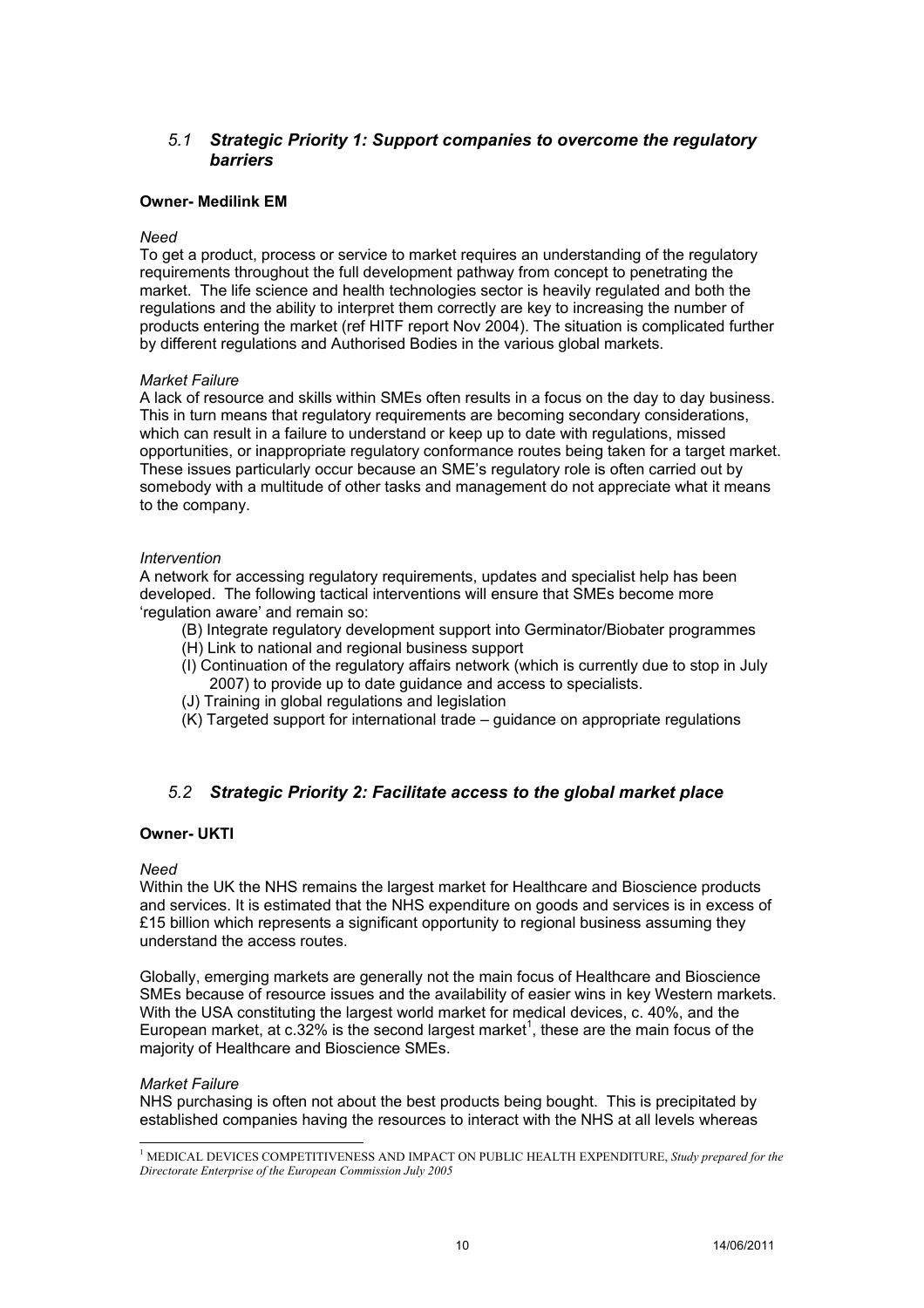## *5.1 Strategic Priority 1: Support companies to overcome the regulatory barriers*

**Owner- Medilink EM**

*Need*

To get a product, process or service to market requires an understanding of the regulatory requirements throughout the full development pathway from concept to penetrating the market. The life science and health technologies sector is heavily regulated and both the regulations and the ability to interpret them correctly are key to increasing the number of products entering the market (ref HITF report Nov 2004). The situation is complicated further by different regulations and Authorised Bodies in the various global markets.

*Market Failure*

A lack of resource and skills within SMEs often results in a focus on the day to day business. This in turn means that regulatory requirements are becoming secondary considerations, which can result in a failure to understand or keep up to date with regulations, missed opportunities, or inappropriate regulatory conformance routes being taken for a target market. These issues particularly occur because an SME's regulatory role is often carried out by somebody with a multitude of other tasks and management do not appreciate what it means to the company.

*Intervention*

A network for accessing regulatory requirements, updates and specialist help has been developed. The following tactical interventions will ensure that SMEs become more 'regulation aware' and remain so:

- (B) Integrate regulatory development support into Germinator/Biobater programmes
- (H) Link to national and regional business support
- (I) Continuation of the regulatory affairs network (which is currently due to stop in July 2007) to provide up to date guidance and access to specialists.
- (J) Training in global regulations and legislation
- (K) Targeted support for international trade – guidance on appropriate regulations

## *5.2 Strategic Priority 2: Facilitate access to the global market place*

**Owner- UKTI**

*Need*

Within the UK the NHS remains the largest market for Healthcare and Bioscience products and services. It is estimated that the NHS expenditure on goods and services is in excess of £15 billion which represents a significant opportunity to regional business assuming they understand the access routes.

Globally, emerging markets are generally not the main focus of Healthcare and Bioscience SMEs because of resource issues and the availability of easier wins in key Western markets. With the USA constituting the largest world market for medical devices, c. 40%, and the European market, at c.32% is the second largest market[1], these are the main focus of the majority of Healthcare and Bioscience SMEs.

*Market Failure*

NHS purchasing is often not about the best products being bought. This is precipitated by established companies having the resources to interact with the NHS at all levels whereas

[1] MEDICAL DEVICES COMPETITIVENESS AND IMPACT ON PUBLIC HEALTH EXPENDITURE, *Study prepared for the Directorate Enterprise of the European Commission July 2005*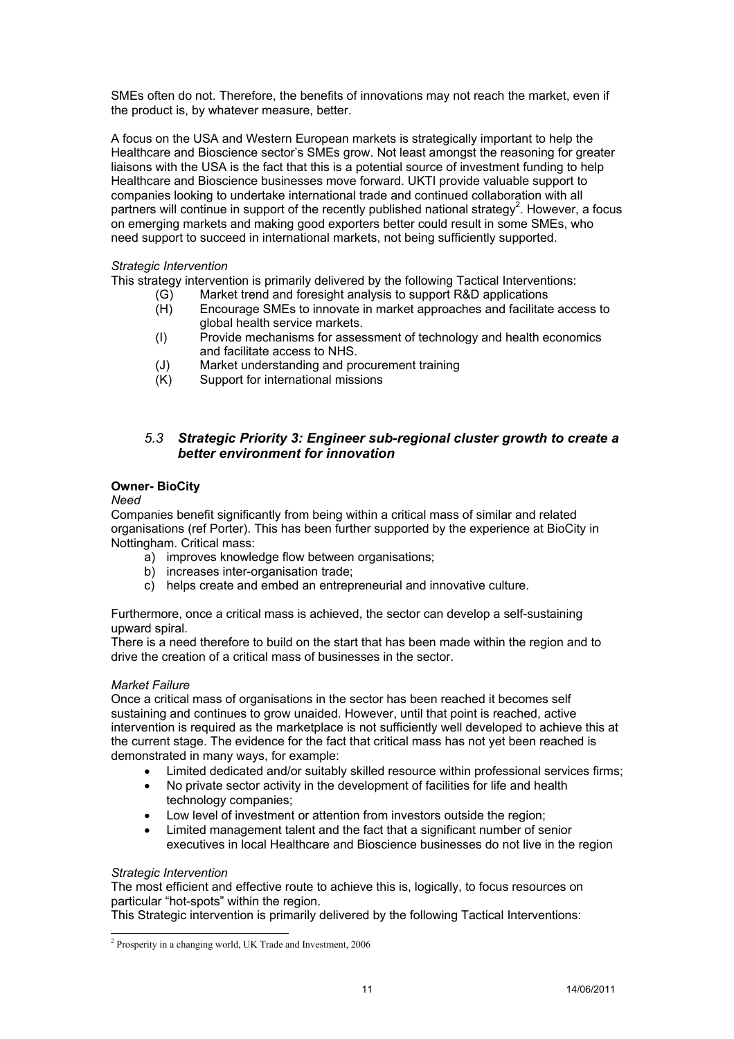SMEs often do not. Therefore, the benefits of innovations may not reach the market, even if the product is, by whatever measure, better.

A focus on the USA and Western European markets is strategically important to help the Healthcare and Bioscience sector's SMEs grow. Not least amongst the reasoning for greater liaisons with the USA is the fact that this is a potential source of investment funding to help Healthcare and Bioscience businesses move forward. UKTI provide valuable support to companies looking to undertake international trade and continued collaboration with all partners will continue in support of the recently published national strategy[2]. However, a focus on emerging markets and making good exporters better could result in some SMEs, who need support to succeed in international markets, not being sufficiently supported.

*Strategic Intervention*

This strategy intervention is primarily delivered by the following Tactical Interventions:

- (G) Market trend and foresight analysis to support R&D applications
- (H) Encourage SMEs to innovate in market approaches and facilitate access to global health service markets.
- (I) Provide mechanisms for assessment of technology and health economics and facilitate access to NHS.
- (J) Market understanding and procurement training
- (K) Support for international missions

## *5.3 Strategic Priority 3: Engineer sub-regional cluster growth to create a better environment for innovation*

**Owner- BioCity**

*Need*

Companies benefit significantly from being within a critical mass of similar and related organisations (ref Porter). This has been further supported by the experience at BioCity in Nottingham. Critical mass:

a) improves knowledge flow between organisations;
b) increases inter-organisation trade;
c) helps create and embed an entrepreneurial and innovative culture.

Furthermore, once a critical mass is achieved, the sector can develop a self-sustaining upward spiral.

There is a need therefore to build on the start that has been made within the region and to drive the creation of a critical mass of businesses in the sector.

*Market Failure*

Once a critical mass of organisations in the sector has been reached it becomes self sustaining and continues to grow unaided. However, until that point is reached, active intervention is required as the marketplace is not sufficiently well developed to achieve this at the current stage. The evidence for the fact that critical mass has not yet been reached is demonstrated in many ways, for example:

- Limited dedicated and/or suitably skilled resource within professional services firms;
- No private sector activity in the development of facilities for life and health technology companies;
- Low level of investment or attention from investors outside the region;
- Limited management talent and the fact that a significant number of senior executives in local Healthcare and Bioscience businesses do not live in the region

*Strategic Intervention*

The most efficient and effective route to achieve this is, logically, to focus resources on particular "hot-spots" within the region.

This Strategic intervention is primarily delivered by the following Tactical Interventions:

[2] Prosperity in a changing world, UK Trade and Investment, 2006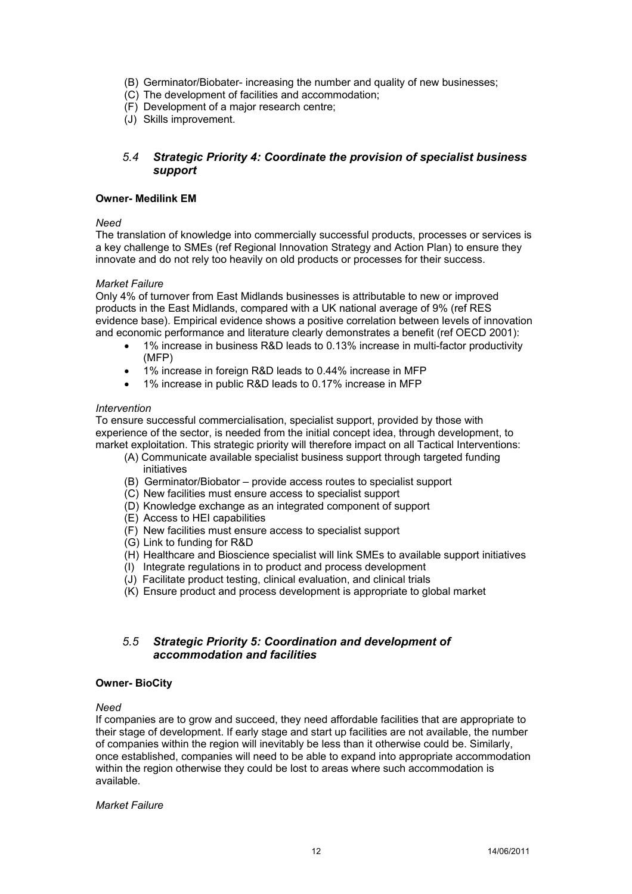(B) Germinator/Biobater- increasing the number and quality of new businesses;
(C) The development of facilities and accommodation;
(F) Development of a major research centre;
(J) Skills improvement.

### *5.4 Strategic Priority 4: Coordinate the provision of specialist business support*

**Owner- Medilink EM**

*Need*

The translation of knowledge into commercially successful products, processes or services is a key challenge to SMEs (ref Regional Innovation Strategy and Action Plan) to ensure they innovate and do not rely too heavily on old products or processes for their success.

*Market Failure*

Only 4% of turnover from East Midlands businesses is attributable to new or improved products in the East Midlands, compared with a UK national average of 9% (ref RES evidence base). Empirical evidence shows a positive correlation between levels of innovation and economic performance and literature clearly demonstrates a benefit (ref OECD 2001):

- 1% increase in business R&D leads to 0.13% increase in multi-factor productivity (MFP)
- 1% increase in foreign R&D leads to 0.44% increase in MFP
- 1% increase in public R&D leads to 0.17% increase in MFP

*Intervention*

To ensure successful commercialisation, specialist support, provided by those with experience of the sector, is needed from the initial concept idea, through development, to market exploitation. This strategic priority will therefore impact on all Tactical Interventions:

(A) Communicate available specialist business support through targeted funding initiatives
(B) Germinator/Biobator – provide access routes to specialist support
(C) New facilities must ensure access to specialist support
(D) Knowledge exchange as an integrated component of support
(E) Access to HEI capabilities
(F) New facilities must ensure access to specialist support
(G) Link to funding for R&D
(H) Healthcare and Bioscience specialist will link SMEs to available support initiatives
(I) Integrate regulations in to product and process development
(J) Facilitate product testing, clinical evaluation, and clinical trials
(K) Ensure product and process development is appropriate to global market

### *5.5 Strategic Priority 5: Coordination and development of accommodation and facilities*

**Owner- BioCity**

*Need*

If companies are to grow and succeed, they need affordable facilities that are appropriate to their stage of development. If early stage and start up facilities are not available, the number of companies within the region will inevitably be less than it otherwise could be. Similarly, once established, companies will need to be able to expand into appropriate accommodation within the region otherwise they could be lost to areas where such accommodation is available.

*Market Failure*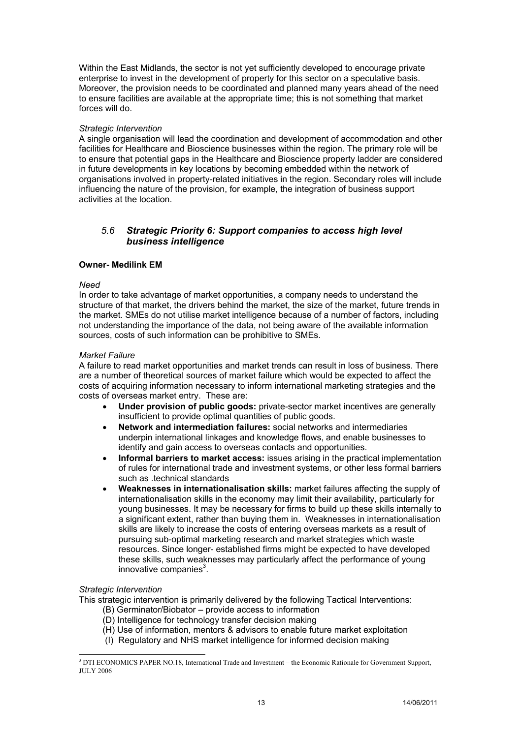Within the East Midlands, the sector is not yet sufficiently developed to encourage private enterprise to invest in the development of property for this sector on a speculative basis. Moreover, the provision needs to be coordinated and planned many years ahead of the need to ensure facilities are available at the appropriate time; this is not something that market forces will do.

*Strategic Intervention*

A single organisation will lead the coordination and development of accommodation and other facilities for Healthcare and Bioscience businesses within the region. The primary role will be to ensure that potential gaps in the Healthcare and Bioscience property ladder are considered in future developments in key locations by becoming embedded within the network of organisations involved in property-related initiatives in the region. Secondary roles will include influencing the nature of the provision, for example, the integration of business support activities at the location.

### *5.6 Strategic Priority 6: Support companies to access high level business intelligence*

**Owner- Medilink EM**

*Need*

In order to take advantage of market opportunities, a company needs to understand the structure of that market, the drivers behind the market, the size of the market, future trends in the market. SMEs do not utilise market intelligence because of a number of factors, including not understanding the importance of the data, not being aware of the available information sources, costs of such information can be prohibitive to SMEs.

*Market Failure*

A failure to read market opportunities and market trends can result in loss of business. There are a number of theoretical sources of market failure which would be expected to affect the costs of acquiring information necessary to inform international marketing strategies and the costs of overseas market entry. These are:

- **Under provision of public goods:** private-sector market incentives are generally insufficient to provide optimal quantities of public goods.
- **Network and intermediation failures:** social networks and intermediaries underpin international linkages and knowledge flows, and enable businesses to identify and gain access to overseas contacts and opportunities.
- **Informal barriers to market access:** issues arising in the practical implementation of rules for international trade and investment systems, or other less formal barriers such as .technical standards
- **Weaknesses in internationalisation skills:** market failures affecting the supply of internationalisation skills in the economy may limit their availability, particularly for young businesses. It may be necessary for firms to build up these skills internally to a significant extent, rather than buying them in. Weaknesses in internationalisation skills are likely to increase the costs of entering overseas markets as a result of pursuing sub-optimal marketing research and market strategies which waste resources. Since longer- established firms might be expected to have developed these skills, such weaknesses may particularly affect the performance of young innovative companies[3].

*Strategic Intervention*

This strategic intervention is primarily delivered by the following Tactical Interventions:

(B) Germinator/Biobator – provide access to information
(D) Intelligence for technology transfer decision making
(H) Use of information, mentors & advisors to enable future market exploitation
(I) Regulatory and NHS market intelligence for informed decision making

[3] DTI ECONOMICS PAPER NO.18, International Trade and Investment – the Economic Rationale for Government Support, JULY 2006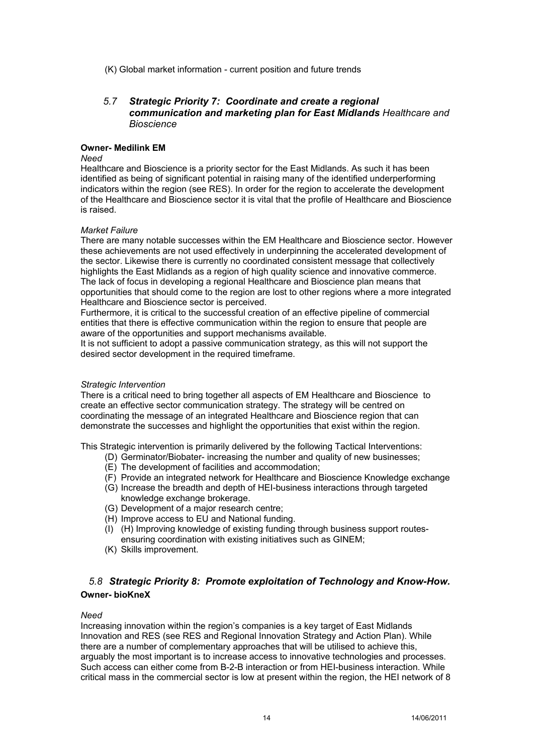(K) Global market information - current position and future trends

### 5.7 ***Strategic Priority 7: Coordinate and create a regional communication and marketing plan for East Midlands*** *Healthcare and Bioscience*

**Owner- Medilink EM**

*Need*

Healthcare and Bioscience is a priority sector for the East Midlands. As such it has been identified as being of significant potential in raising many of the identified underperforming indicators within the region (see RES). In order for the region to accelerate the development of the Healthcare and Bioscience sector it is vital that the profile of Healthcare and Bioscience is raised.

*Market Failure*

There are many notable successes within the EM Healthcare and Bioscience sector. However these achievements are not used effectively in underpinning the accelerated development of the sector. Likewise there is currently no coordinated consistent message that collectively highlights the East Midlands as a region of high quality science and innovative commerce. The lack of focus in developing a regional Healthcare and Bioscience plan means that opportunities that should come to the region are lost to other regions where a more integrated Healthcare and Bioscience sector is perceived.

Furthermore, it is critical to the successful creation of an effective pipeline of commercial entities that there is effective communication within the region to ensure that people are aware of the opportunities and support mechanisms available.

It is not sufficient to adopt a passive communication strategy, as this will not support the desired sector development in the required timeframe.

*Strategic Intervention*

There is a critical need to bring together all aspects of EM Healthcare and Bioscience to create an effective sector communication strategy. The strategy will be centred on coordinating the message of an integrated Healthcare and Bioscience region that can demonstrate the successes and highlight the opportunities that exist within the region.

This Strategic intervention is primarily delivered by the following Tactical Interventions:

- (D) Germinator/Biobater- increasing the number and quality of new businesses;
- (E) The development of facilities and accommodation;
- (F) Provide an integrated network for Healthcare and Bioscience Knowledge exchange
- (G) Increase the breadth and depth of HEI-business interactions through targeted knowledge exchange brokerage.
- (G) Development of a major research centre;
- (H) Improve access to EU and National funding.
- (I) (H) Improving knowledge of existing funding through business support routes- ensuring coordination with existing initiatives such as GINEM;
- (K) Skills improvement.

### 5.8 ***Strategic Priority 8: Promote exploitation of Technology and Know-How.***

**Owner- bioKneX**

*Need*

Increasing innovation within the region's companies is a key target of East Midlands Innovation and RES (see RES and Regional Innovation Strategy and Action Plan). While there are a number of complementary approaches that will be utilised to achieve this, arguably the most important is to increase access to innovative technologies and processes. Such access can either come from B-2-B interaction or from HEI-business interaction. While critical mass in the commercial sector is low at present within the region, the HEI network of 8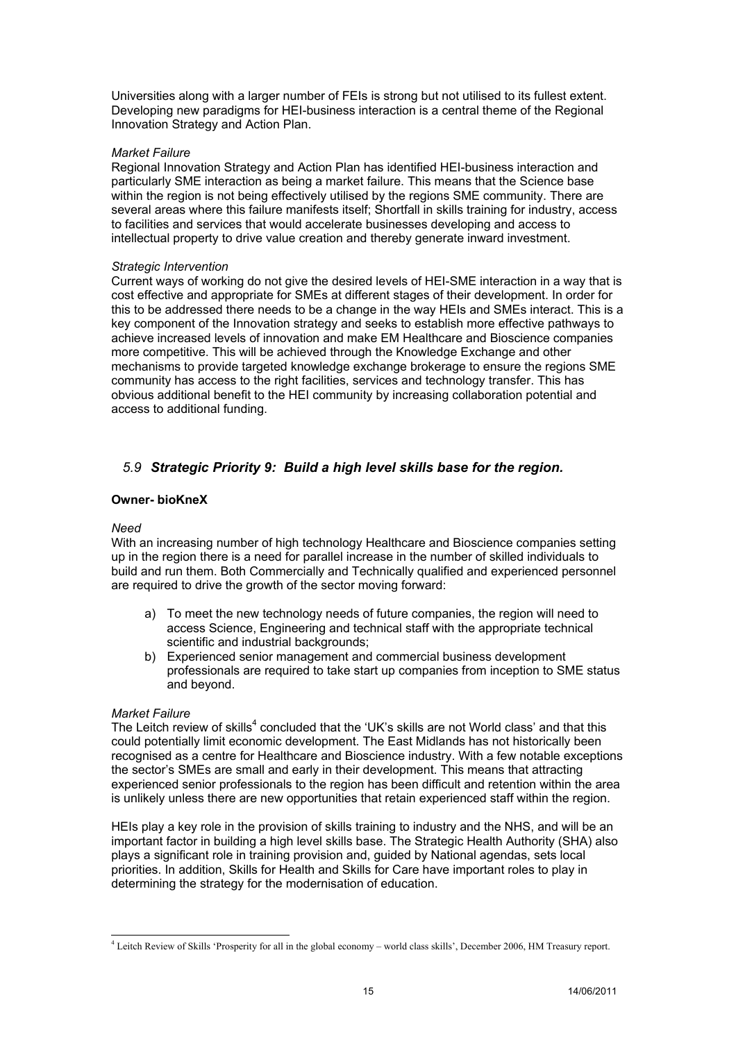Universities along with a larger number of FEIs is strong but not utilised to its fullest extent. Developing new paradigms for HEI-business interaction is a central theme of the Regional Innovation Strategy and Action Plan.

*Market Failure*

Regional Innovation Strategy and Action Plan has identified HEI-business interaction and particularly SME interaction as being a market failure. This means that the Science base within the region is not being effectively utilised by the regions SME community. There are several areas where this failure manifests itself; Shortfall in skills training for industry, access to facilities and services that would accelerate businesses developing and access to intellectual property to drive value creation and thereby generate inward investment.

*Strategic Intervention*

Current ways of working do not give the desired levels of HEI-SME interaction in a way that is cost effective and appropriate for SMEs at different stages of their development. In order for this to be addressed there needs to be a change in the way HEIs and SMEs interact. This is a key component of the Innovation strategy and seeks to establish more effective pathways to achieve increased levels of innovation and make EM Healthcare and Bioscience companies more competitive. This will be achieved through the Knowledge Exchange and other mechanisms to provide targeted knowledge exchange brokerage to ensure the regions SME community has access to the right facilities, services and technology transfer. This has obvious additional benefit to the HEI community by increasing collaboration potential and access to additional funding.

## *5.9 Strategic Priority 9: Build a high level skills base for the region.*

**Owner- bioKneX**

*Need*

With an increasing number of high technology Healthcare and Bioscience companies setting up in the region there is a need for parallel increase in the number of skilled individuals to build and run them. Both Commercially and Technically qualified and experienced personnel are required to drive the growth of the sector moving forward:

a) To meet the new technology needs of future companies, the region will need to access Science, Engineering and technical staff with the appropriate technical scientific and industrial backgrounds;
b) Experienced senior management and commercial business development professionals are required to take start up companies from inception to SME status and beyond.

*Market Failure*

The Leitch review of skills[4] concluded that the 'UK's skills are not World class' and that this could potentially limit economic development. The East Midlands has not historically been recognised as a centre for Healthcare and Bioscience industry. With a few notable exceptions the sector's SMEs are small and early in their development. This means that attracting experienced senior professionals to the region has been difficult and retention within the area is unlikely unless there are new opportunities that retain experienced staff within the region.

HEIs play a key role in the provision of skills training to industry and the NHS, and will be an important factor in building a high level skills base. The Strategic Health Authority (SHA) also plays a significant role in training provision and, guided by National agendas, sets local priorities. In addition, Skills for Health and Skills for Care have important roles to play in determining the strategy for the modernisation of education.

[4] Leitch Review of Skills 'Prosperity for all in the global economy – world class skills', December 2006, HM Treasury report.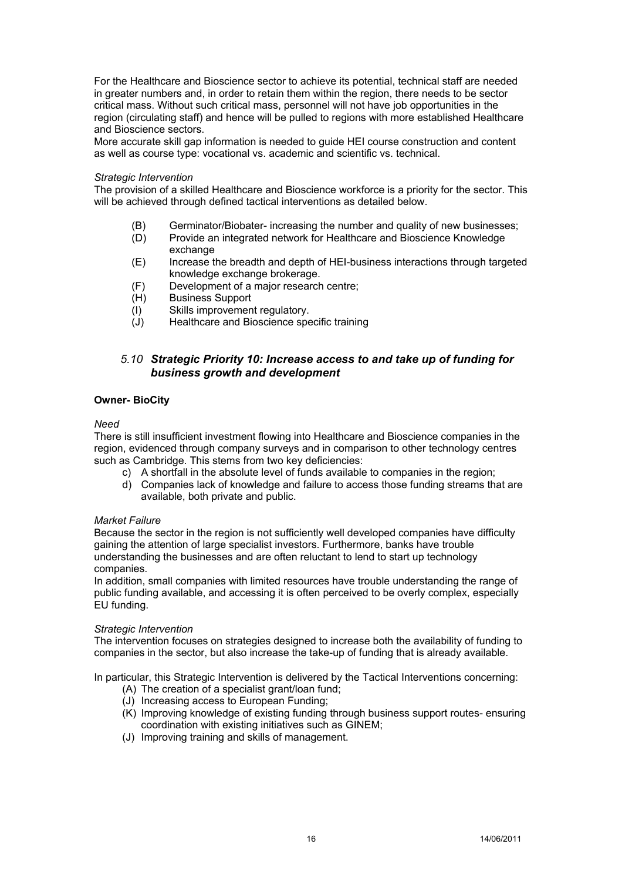For the Healthcare and Bioscience sector to achieve its potential, technical staff are needed in greater numbers and, in order to retain them within the region, there needs to be sector critical mass. Without such critical mass, personnel will not have job opportunities in the region (circulating staff) and hence will be pulled to regions with more established Healthcare and Bioscience sectors.

More accurate skill gap information is needed to guide HEI course construction and content as well as course type: vocational vs. academic and scientific vs. technical.

*Strategic Intervention*

The provision of a skilled Healthcare and Bioscience workforce is a priority for the sector. This will be achieved through defined tactical interventions as detailed below.

- (B) Germinator/Biobater- increasing the number and quality of new businesses;
- (D) Provide an integrated network for Healthcare and Bioscience Knowledge exchange
- (E) Increase the breadth and depth of HEI-business interactions through targeted knowledge exchange brokerage.
- (F) Development of a major research centre;
- (H) Business Support
- (I) Skills improvement regulatory.
- (J) Healthcare and Bioscience specific training

### *5.10 Strategic Priority 10: Increase access to and take up of funding for business growth and development*

**Owner- BioCity**

*Need*

There is still insufficient investment flowing into Healthcare and Bioscience companies in the region, evidenced through company surveys and in comparison to other technology centres such as Cambridge. This stems from two key deficiencies:

c) A shortfall in the absolute level of funds available to companies in the region;

d) Companies lack of knowledge and failure to access those funding streams that are available, both private and public.

*Market Failure*

Because the sector in the region is not sufficiently well developed companies have difficulty gaining the attention of large specialist investors. Furthermore, banks have trouble understanding the businesses and are often reluctant to lend to start up technology companies.

In addition, small companies with limited resources have trouble understanding the range of public funding available, and accessing it is often perceived to be overly complex, especially EU funding.

*Strategic Intervention*

The intervention focuses on strategies designed to increase both the availability of funding to companies in the sector, but also increase the take-up of funding that is already available.

In particular, this Strategic Intervention is delivered by the Tactical Interventions concerning:

- (A) The creation of a specialist grant/loan fund;
- (J) Increasing access to European Funding;
- (K) Improving knowledge of existing funding through business support routes- ensuring coordination with existing initiatives such as GINEM;
- (J) Improving training and skills of management.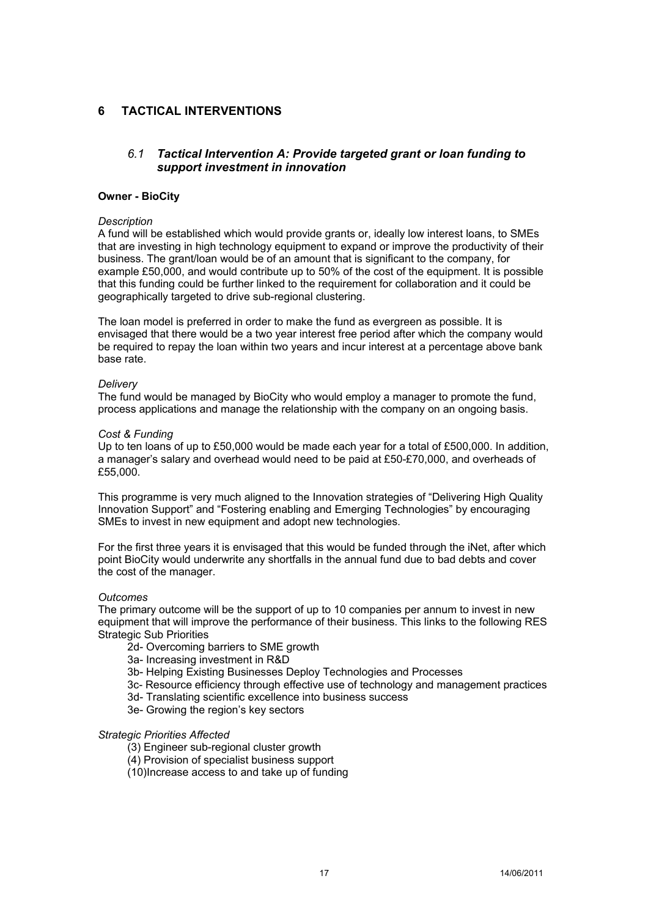# 6 TACTICAL INTERVENTIONS

## *6.1 Tactical Intervention A: Provide targeted grant or loan funding to support investment in innovation*

**Owner - BioCity**

*Description*

A fund will be established which would provide grants or, ideally low interest loans, to SMEs that are investing in high technology equipment to expand or improve the productivity of their business. The grant/loan would be of an amount that is significant to the company, for example £50,000, and would contribute up to 50% of the cost of the equipment. It is possible that this funding could be further linked to the requirement for collaboration and it could be geographically targeted to drive sub-regional clustering.

The loan model is preferred in order to make the fund as evergreen as possible. It is envisaged that there would be a two year interest free period after which the company would be required to repay the loan within two years and incur interest at a percentage above bank base rate.

*Delivery*

The fund would be managed by BioCity who would employ a manager to promote the fund, process applications and manage the relationship with the company on an ongoing basis.

*Cost & Funding*

Up to ten loans of up to £50,000 would be made each year for a total of £500,000. In addition, a manager's salary and overhead would need to be paid at £50-£70,000, and overheads of £55,000.

This programme is very much aligned to the Innovation strategies of "Delivering High Quality Innovation Support" and "Fostering enabling and Emerging Technologies" by encouraging SMEs to invest in new equipment and adopt new technologies.

For the first three years it is envisaged that this would be funded through the iNet, after which point BioCity would underwrite any shortfalls in the annual fund due to bad debts and cover the cost of the manager.

*Outcomes*

The primary outcome will be the support of up to 10 companies per annum to invest in new equipment that will improve the performance of their business. This links to the following RES Strategic Sub Priorities

- 2d- Overcoming barriers to SME growth
- 3a- Increasing investment in R&D
- 3b- Helping Existing Businesses Deploy Technologies and Processes
- 3c- Resource efficiency through effective use of technology and management practices
- 3d- Translating scientific excellence into business success
- 3e- Growing the region's key sectors

*Strategic Priorities Affected*

- (3) Engineer sub-regional cluster growth
- (4) Provision of specialist business support
- (10)Increase access to and take up of funding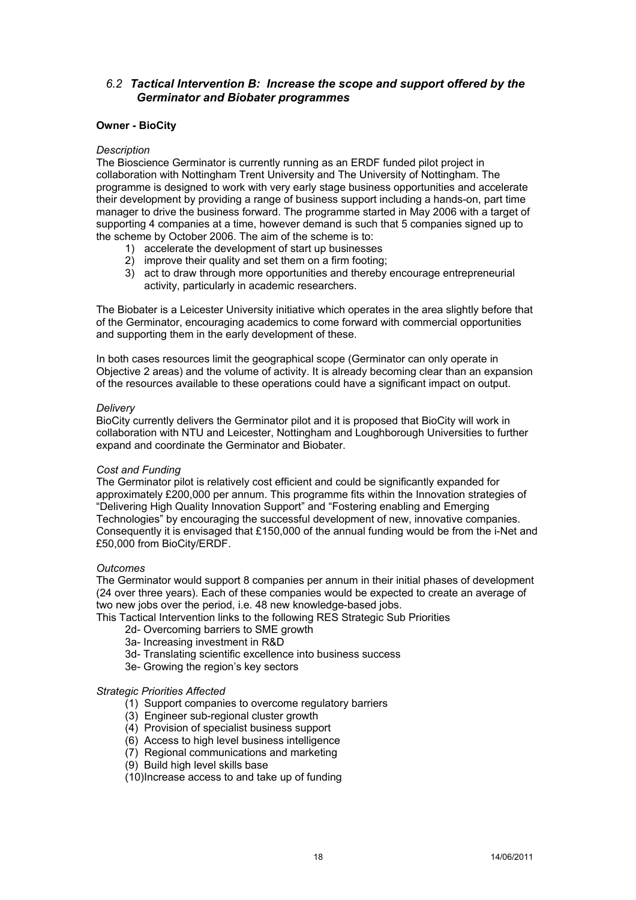### *6.2 Tactical Intervention B: Increase the scope and support offered by the Germinator and Biobater programmes*

**Owner - BioCity**

*Description*

The Bioscience Germinator is currently running as an ERDF funded pilot project in collaboration with Nottingham Trent University and The University of Nottingham. The programme is designed to work with very early stage business opportunities and accelerate their development by providing a range of business support including a hands-on, part time manager to drive the business forward. The programme started in May 2006 with a target of supporting 4 companies at a time, however demand is such that 5 companies signed up to the scheme by October 2006. The aim of the scheme is to:

1) accelerate the development of start up businesses
2) improve their quality and set them on a firm footing;
3) act to draw through more opportunities and thereby encourage entrepreneurial activity, particularly in academic researchers.

The Biobater is a Leicester University initiative which operates in the area slightly before that of the Germinator, encouraging academics to come forward with commercial opportunities and supporting them in the early development of these.

In both cases resources limit the geographical scope (Germinator can only operate in Objective 2 areas) and the volume of activity. It is already becoming clear than an expansion of the resources available to these operations could have a significant impact on output.

*Delivery*

BioCity currently delivers the Germinator pilot and it is proposed that BioCity will work in collaboration with NTU and Leicester, Nottingham and Loughborough Universities to further expand and coordinate the Germinator and Biobater.

*Cost and Funding*

The Germinator pilot is relatively cost efficient and could be significantly expanded for approximately £200,000 per annum. This programme fits within the Innovation strategies of "Delivering High Quality Innovation Support" and "Fostering enabling and Emerging Technologies" by encouraging the successful development of new, innovative companies. Consequently it is envisaged that £150,000 of the annual funding would be from the i-Net and £50,000 from BioCity/ERDF.

*Outcomes*

The Germinator would support 8 companies per annum in their initial phases of development (24 over three years). Each of these companies would be expected to create an average of two new jobs over the period, i.e. 48 new knowledge-based jobs.

This Tactical Intervention links to the following RES Strategic Sub Priorities

- 2d- Overcoming barriers to SME growth
- 3a- Increasing investment in R&D
- 3d- Translating scientific excellence into business success
- 3e- Growing the region's key sectors

*Strategic Priorities Affected*

- (1) Support companies to overcome regulatory barriers
- (3) Engineer sub-regional cluster growth
- (4) Provision of specialist business support
- (6) Access to high level business intelligence
- (7) Regional communications and marketing
- (9) Build high level skills base
- (10)Increase access to and take up of funding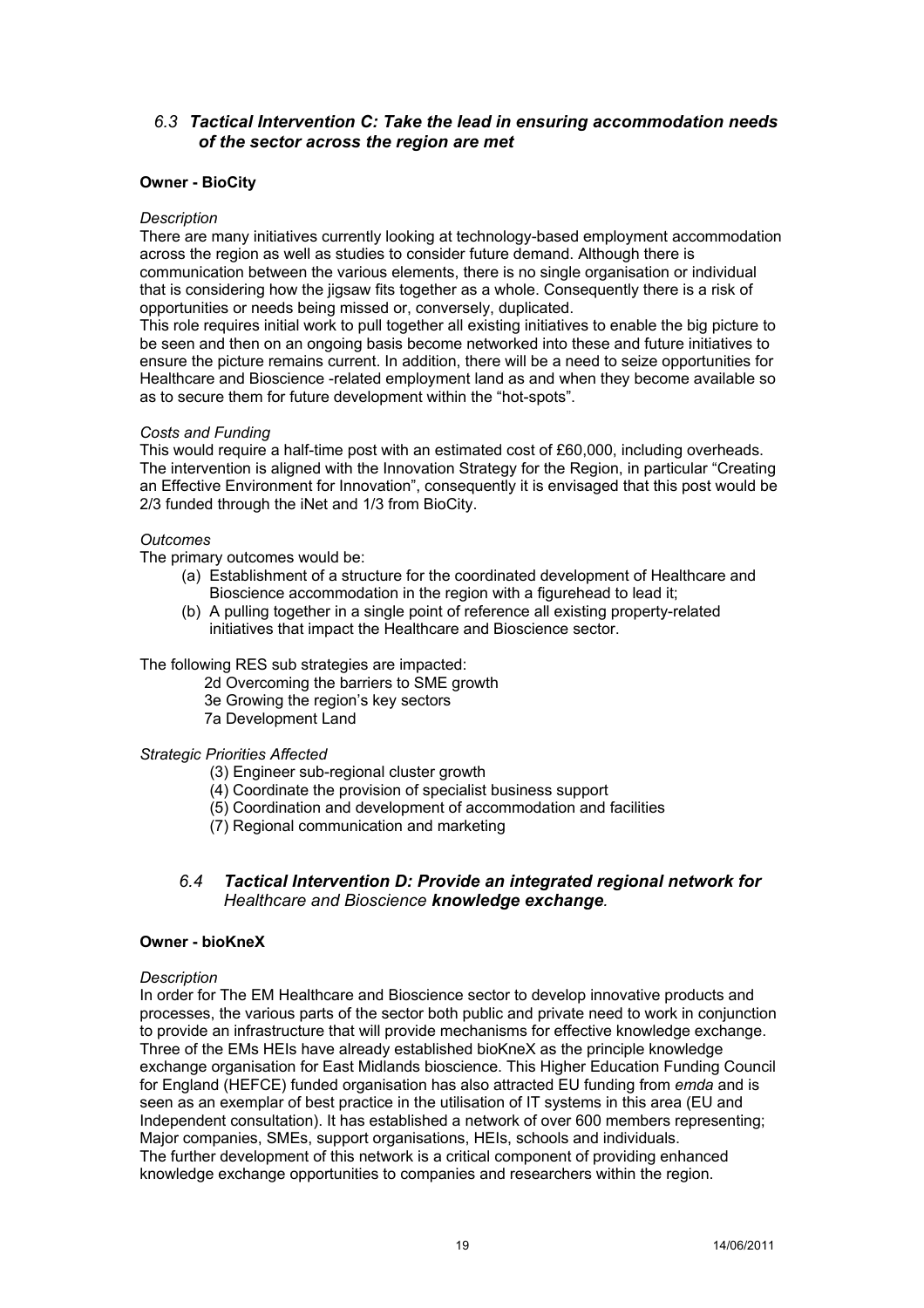### *6.3 Tactical Intervention C: Take the lead in ensuring accommodation needs of the sector across the region are met*

**Owner - BioCity**

*Description*

There are many initiatives currently looking at technology-based employment accommodation across the region as well as studies to consider future demand. Although there is communication between the various elements, there is no single organisation or individual that is considering how the jigsaw fits together as a whole. Consequently there is a risk of opportunities or needs being missed or, conversely, duplicated.

This role requires initial work to pull together all existing initiatives to enable the big picture to be seen and then on an ongoing basis become networked into these and future initiatives to ensure the picture remains current. In addition, there will be a need to seize opportunities for Healthcare and Bioscience -related employment land as and when they become available so as to secure them for future development within the "hot-spots".

*Costs and Funding*

This would require a half-time post with an estimated cost of £60,000, including overheads. The intervention is aligned with the Innovation Strategy for the Region, in particular "Creating an Effective Environment for Innovation", consequently it is envisaged that this post would be 2/3 funded through the iNet and 1/3 from BioCity.

*Outcomes*

The primary outcomes would be:

(a) Establishment of a structure for the coordinated development of Healthcare and Bioscience accommodation in the region with a figurehead to lead it;
(b) A pulling together in a single point of reference all existing property-related initiatives that impact the Healthcare and Bioscience sector.

The following RES sub strategies are impacted:

- 2d Overcoming the barriers to SME growth
- 3e Growing the region's key sectors
- 7a Development Land

*Strategic Priorities Affected*

- (3) Engineer sub-regional cluster growth
- (4) Coordinate the provision of specialist business support
- (5) Coordination and development of accommodation and facilities
- (7) Regional communication and marketing

### *6.4 Tactical Intervention D: Provide an integrated regional network for Healthcare and Bioscience **knowledge exchange**.*

**Owner - bioKneX**

*Description*

In order for The EM Healthcare and Bioscience sector to develop innovative products and processes, the various parts of the sector both public and private need to work in conjunction to provide an infrastructure that will provide mechanisms for effective knowledge exchange. Three of the EMs HEIs have already established bioKneX as the principle knowledge exchange organisation for East Midlands bioscience. This Higher Education Funding Council for England (HEFCE) funded organisation has also attracted EU funding from *emda* and is seen as an exemplar of best practice in the utilisation of IT systems in this area (EU and Independent consultation). It has established a network of over 600 members representing; Major companies, SMEs, support organisations, HEIs, schools and individuals.

The further development of this network is a critical component of providing enhanced knowledge exchange opportunities to companies and researchers within the region.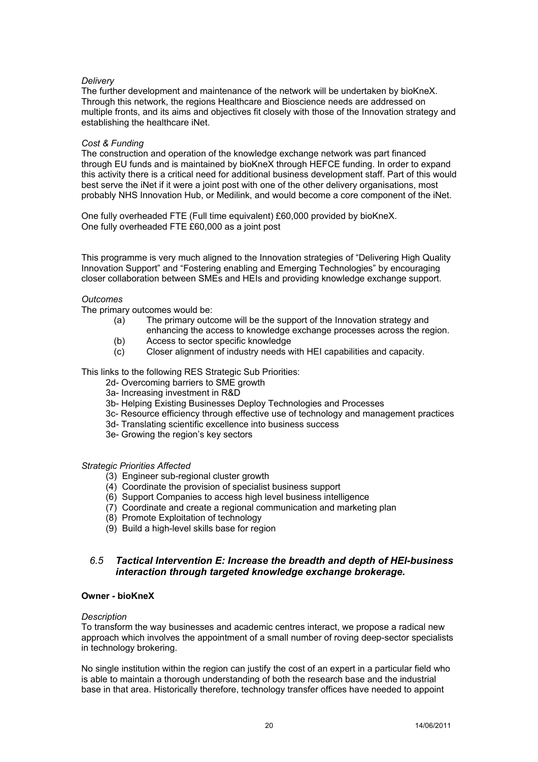*Delivery*

The further development and maintenance of the network will be undertaken by bioKneX. Through this network, the regions Healthcare and Bioscience needs are addressed on multiple fronts, and its aims and objectives fit closely with those of the Innovation strategy and establishing the healthcare iNet.

*Cost & Funding*

The construction and operation of the knowledge exchange network was part financed through EU funds and is maintained by bioKneX through HEFCE funding. In order to expand this activity there is a critical need for additional business development staff. Part of this would best serve the iNet if it were a joint post with one of the other delivery organisations, most probably NHS Innovation Hub, or Medilink, and would become a core component of the iNet.

One fully overheaded FTE (Full time equivalent) £60,000 provided by bioKneX.
One fully overheaded FTE £60,000 as a joint post

This programme is very much aligned to the Innovation strategies of "Delivering High Quality Innovation Support" and "Fostering enabling and Emerging Technologies" by encouraging closer collaboration between SMEs and HEIs and providing knowledge exchange support.

*Outcomes*

The primary outcomes would be:

- (a) The primary outcome will be the support of the Innovation strategy and enhancing the access to knowledge exchange processes across the region.
- (b) Access to sector specific knowledge
- (c) Closer alignment of industry needs with HEI capabilities and capacity.

This links to the following RES Strategic Sub Priorities:

- 2d- Overcoming barriers to SME growth
- 3a- Increasing investment in R&D
- 3b- Helping Existing Businesses Deploy Technologies and Processes
- 3c- Resource efficiency through effective use of technology and management practices
- 3d- Translating scientific excellence into business success
- 3e- Growing the region's key sectors

*Strategic Priorities Affected*

- (3) Engineer sub-regional cluster growth
- (4) Coordinate the provision of specialist business support
- (6) Support Companies to access high level business intelligence
- (7) Coordinate and create a regional communication and marketing plan
- (8) Promote Exploitation of technology
- (9) Build a high-level skills base for region

### *6.5 Tactical Intervention E: Increase the breadth and depth of HEI-business interaction through targeted knowledge exchange brokerage.*

**Owner - bioKneX**

*Description*

To transform the way businesses and academic centres interact, we propose a radical new approach which involves the appointment of a small number of roving deep-sector specialists in technology brokering.

No single institution within the region can justify the cost of an expert in a particular field who is able to maintain a thorough understanding of both the research base and the industrial base in that area. Historically therefore, technology transfer offices have needed to appoint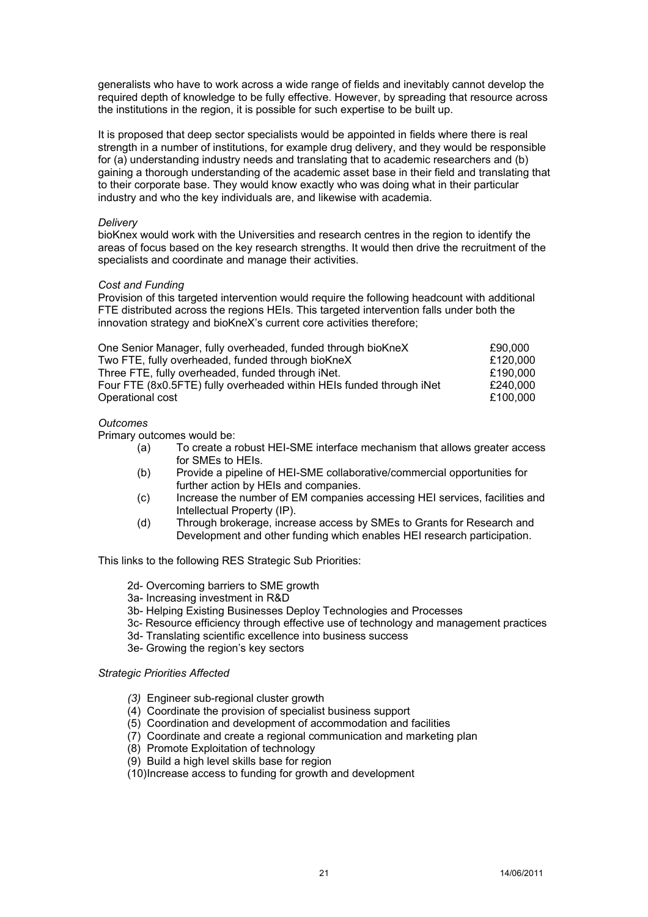generalists who have to work across a wide range of fields and inevitably cannot develop the required depth of knowledge to be fully effective. However, by spreading that resource across the institutions in the region, it is possible for such expertise to be built up.

It is proposed that deep sector specialists would be appointed in fields where there is real strength in a number of institutions, for example drug delivery, and they would be responsible for (a) understanding industry needs and translating that to academic researchers and (b) gaining a thorough understanding of the academic asset base in their field and translating that to their corporate base. They would know exactly who was doing what in their particular industry and who the key individuals are, and likewise with academia.

*Delivery*

bioKnex would work with the Universities and research centres in the region to identify the areas of focus based on the key research strengths. It would then drive the recruitment of the specialists and coordinate and manage their activities.

*Cost and Funding*

Provision of this targeted intervention would require the following headcount with additional FTE distributed across the regions HEIs. This targeted intervention falls under both the innovation strategy and bioKneX's current core activities therefore;

| | |
|---|---|
| One Senior Manager, fully overheaded, funded through bioKneX | £90,000 |
| Two FTE, fully overheaded, funded through bioKneX | £120,000 |
| Three FTE, fully overheaded, funded through iNet. | £190,000 |
| Four FTE (8x0.5FTE) fully overheaded within HEIs funded through iNet | £240,000 |
| Operational cost | £100,000 |

*Outcomes*

Primary outcomes would be:

(a) To create a robust HEI-SME interface mechanism that allows greater access for SMEs to HEIs.
(b) Provide a pipeline of HEI-SME collaborative/commercial opportunities for further action by HEIs and companies.
(c) Increase the number of EM companies accessing HEI services, facilities and Intellectual Property (IP).
(d) Through brokerage, increase access by SMEs to Grants for Research and Development and other funding which enables HEI research participation.

This links to the following RES Strategic Sub Priorities:

- 2d- Overcoming barriers to SME growth
- 3a- Increasing investment in R&D
- 3b- Helping Existing Businesses Deploy Technologies and Processes
- 3c- Resource efficiency through effective use of technology and management practices
- 3d- Translating scientific excellence into business success
- 3e- Growing the region's key sectors

*Strategic Priorities Affected*

*(3)* Engineer sub-regional cluster growth
(4) Coordinate the provision of specialist business support
(5) Coordination and development of accommodation and facilities
(7) Coordinate and create a regional communication and marketing plan
(8) Promote Exploitation of technology
(9) Build a high level skills base for region
(10)Increase access to funding for growth and development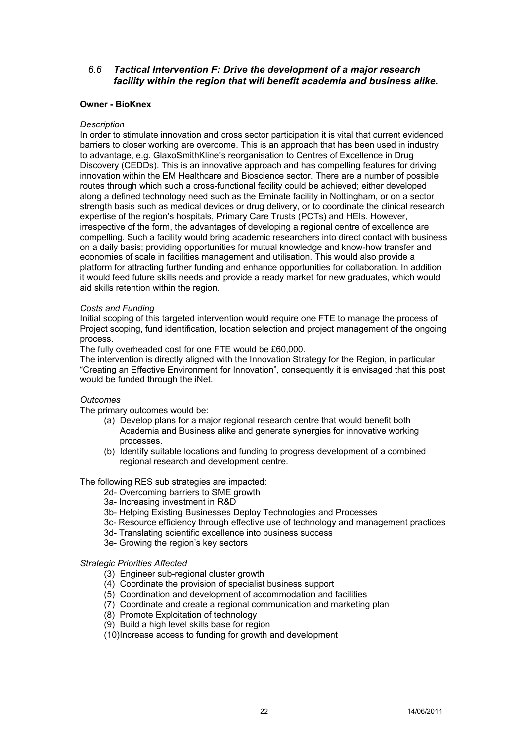## *6.6 Tactical Intervention F: Drive the development of a major research facility within the region that will benefit academia and business alike.*

**Owner - BioKnex**

*Description*

In order to stimulate innovation and cross sector participation it is vital that current evidenced barriers to closer working are overcome. This is an approach that has been used in industry to advantage, e.g. GlaxoSmithKline's reorganisation to Centres of Excellence in Drug Discovery (CEDDs). This is an innovative approach and has compelling features for driving innovation within the EM Healthcare and Bioscience sector. There are a number of possible routes through which such a cross-functional facility could be achieved; either developed along a defined technology need such as the Eminate facility in Nottingham, or on a sector strength basis such as medical devices or drug delivery, or to coordinate the clinical research expertise of the region's hospitals, Primary Care Trusts (PCTs) and HEIs. However, irrespective of the form, the advantages of developing a regional centre of excellence are compelling. Such a facility would bring academic researchers into direct contact with business on a daily basis; providing opportunities for mutual knowledge and know-how transfer and economies of scale in facilities management and utilisation. This would also provide a platform for attracting further funding and enhance opportunities for collaboration. In addition it would feed future skills needs and provide a ready market for new graduates, which would aid skills retention within the region.

*Costs and Funding*

Initial scoping of this targeted intervention would require one FTE to manage the process of Project scoping, fund identification, location selection and project management of the ongoing process.

The fully overheaded cost for one FTE would be £60,000.

The intervention is directly aligned with the Innovation Strategy for the Region, in particular "Creating an Effective Environment for Innovation", consequently it is envisaged that this post would be funded through the iNet.

*Outcomes*

The primary outcomes would be:

(a) Develop plans for a major regional research centre that would benefit both Academia and Business alike and generate synergies for innovative working processes.
(b) Identify suitable locations and funding to progress development of a combined regional research and development centre.

The following RES sub strategies are impacted:

- 2d- Overcoming barriers to SME growth
- 3a- Increasing investment in R&D
- 3b- Helping Existing Businesses Deploy Technologies and Processes
- 3c- Resource efficiency through effective use of technology and management practices
- 3d- Translating scientific excellence into business success
- 3e- Growing the region's key sectors

*Strategic Priorities Affected*

(3) Engineer sub-regional cluster growth
(4) Coordinate the provision of specialist business support
(5) Coordination and development of accommodation and facilities
(7) Coordinate and create a regional communication and marketing plan
(8) Promote Exploitation of technology
(9) Build a high level skills base for region
(10) Increase access to funding for growth and development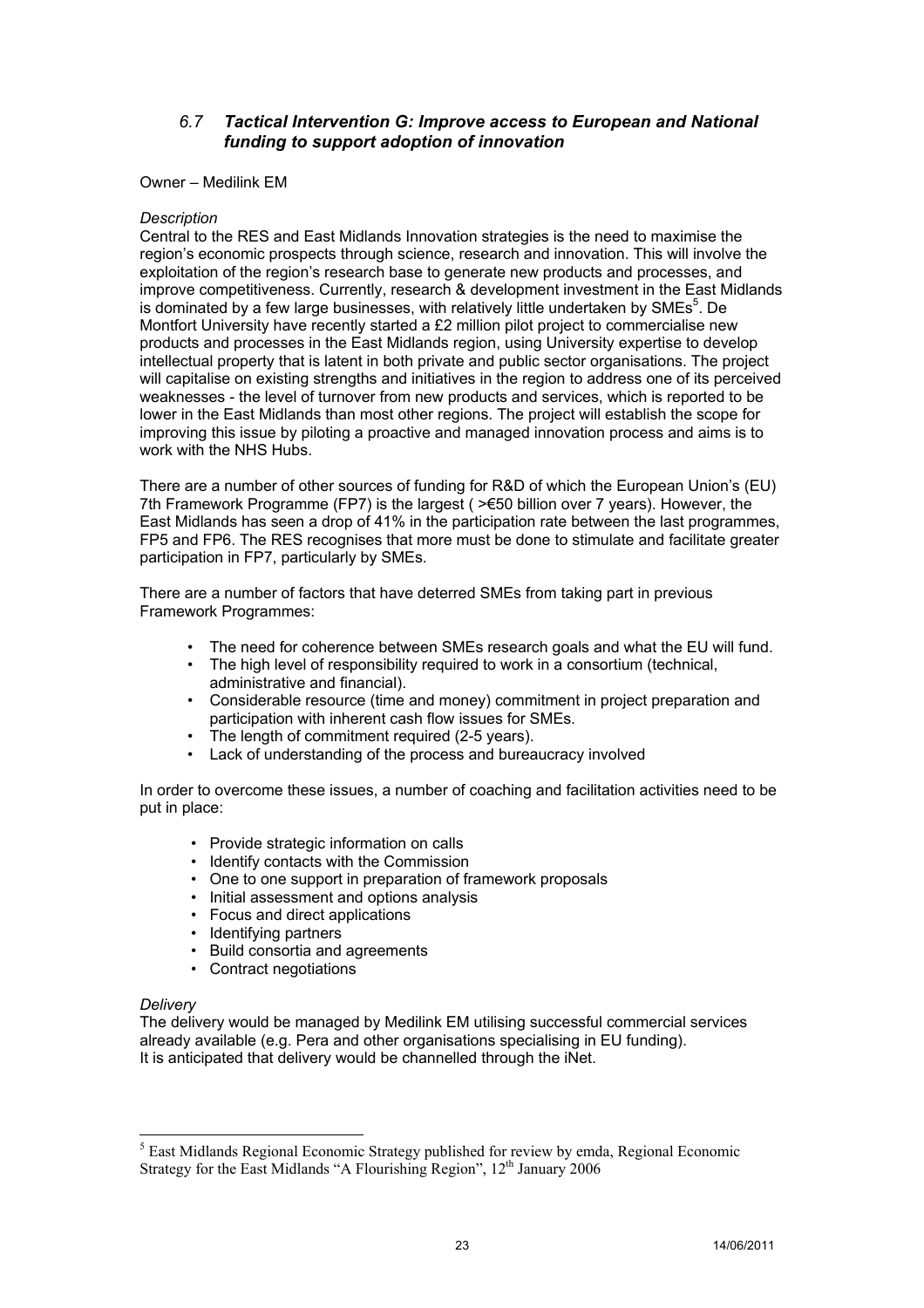### *6.7 Tactical Intervention G: Improve access to European and National funding to support adoption of innovation*

Owner – Medilink EM

*Description*

Central to the RES and East Midlands Innovation strategies is the need to maximise the region's economic prospects through science, research and innovation. This will involve the exploitation of the region's research base to generate new products and processes, and improve competitiveness. Currently, research & development investment in the East Midlands is dominated by a few large businesses, with relatively little undertaken by SMEs[5]. De Montfort University have recently started a £2 million pilot project to commercialise new products and processes in the East Midlands region, using University expertise to develop intellectual property that is latent in both private and public sector organisations. The project will capitalise on existing strengths and initiatives in the region to address one of its perceived weaknesses - the level of turnover from new products and services, which is reported to be lower in the East Midlands than most other regions. The project will establish the scope for improving this issue by piloting a proactive and managed innovation process and aims is to work with the NHS Hubs.

There are a number of other sources of funding for R&D of which the European Union's (EU) 7th Framework Programme (FP7) is the largest ( >€50 billion over 7 years). However, the East Midlands has seen a drop of 41% in the participation rate between the last programmes, FP5 and FP6. The RES recognises that more must be done to stimulate and facilitate greater participation in FP7, particularly by SMEs.

There are a number of factors that have deterred SMEs from taking part in previous Framework Programmes:

- The need for coherence between SMEs research goals and what the EU will fund.
- The high level of responsibility required to work in a consortium (technical, administrative and financial).
- Considerable resource (time and money) commitment in project preparation and participation with inherent cash flow issues for SMEs.
- The length of commitment required (2-5 years).
- Lack of understanding of the process and bureaucracy involved

In order to overcome these issues, a number of coaching and facilitation activities need to be put in place:

- Provide strategic information on calls
- Identify contacts with the Commission
- One to one support in preparation of framework proposals
- Initial assessment and options analysis
- Focus and direct applications
- Identifying partners
- Build consortia and agreements
- Contract negotiations

*Delivery*

The delivery would be managed by Medilink EM utilising successful commercial services already available (e.g. Pera and other organisations specialising in EU funding). It is anticipated that delivery would be channelled through the iNet.

---

[5] East Midlands Regional Economic Strategy published for review by emda, Regional Economic Strategy for the East Midlands "A Flourishing Region", 12th January 2006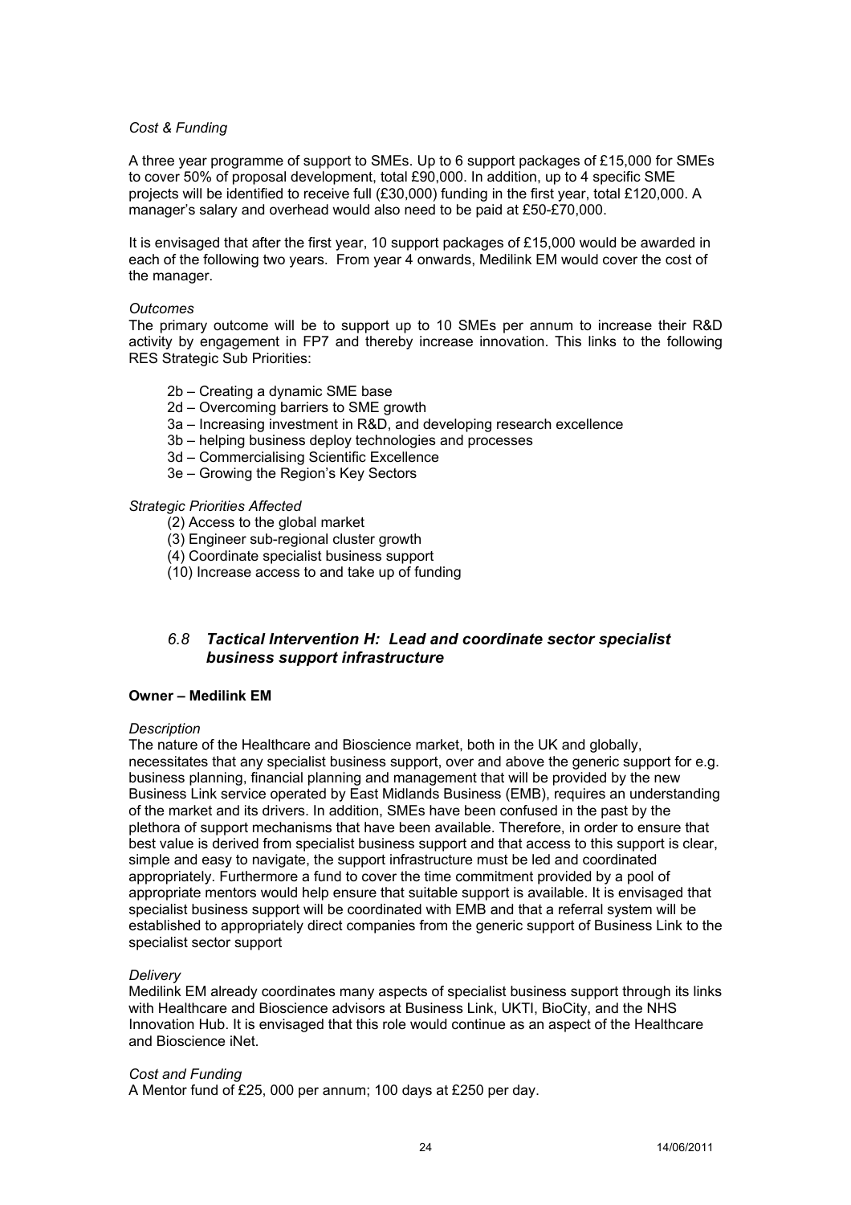*Cost & Funding*

A three year programme of support to SMEs. Up to 6 support packages of £15,000 for SMEs to cover 50% of proposal development, total £90,000. In addition, up to 4 specific SME projects will be identified to receive full (£30,000) funding in the first year, total £120,000. A manager's salary and overhead would also need to be paid at £50-£70,000.

It is envisaged that after the first year, 10 support packages of £15,000 would be awarded in each of the following two years. From year 4 onwards, Medilink EM would cover the cost of the manager.

*Outcomes*

The primary outcome will be to support up to 10 SMEs per annum to increase their R&D activity by engagement in FP7 and thereby increase innovation. This links to the following RES Strategic Sub Priorities:

- 2b – Creating a dynamic SME base
- 2d – Overcoming barriers to SME growth
- 3a – Increasing investment in R&D, and developing research excellence
- 3b – helping business deploy technologies and processes
- 3d – Commercialising Scientific Excellence
- 3e – Growing the Region's Key Sectors

*Strategic Priorities Affected*

- (2) Access to the global market
- (3) Engineer sub-regional cluster growth
- (4) Coordinate specialist business support
- (10) Increase access to and take up of funding

## *6.8 Tactical Intervention H: Lead and coordinate sector specialist business support infrastructure*

**Owner – Medilink EM**

*Description*

The nature of the Healthcare and Bioscience market, both in the UK and globally, necessitates that any specialist business support, over and above the generic support for e.g. business planning, financial planning and management that will be provided by the new Business Link service operated by East Midlands Business (EMB), requires an understanding of the market and its drivers. In addition, SMEs have been confused in the past by the plethora of support mechanisms that have been available. Therefore, in order to ensure that best value is derived from specialist business support and that access to this support is clear, simple and easy to navigate, the support infrastructure must be led and coordinated appropriately. Furthermore a fund to cover the time commitment provided by a pool of appropriate mentors would help ensure that suitable support is available. It is envisaged that specialist business support will be coordinated with EMB and that a referral system will be established to appropriately direct companies from the generic support of Business Link to the specialist sector support

*Delivery*

Medilink EM already coordinates many aspects of specialist business support through its links with Healthcare and Bioscience advisors at Business Link, UKTI, BioCity, and the NHS Innovation Hub. It is envisaged that this role would continue as an aspect of the Healthcare and Bioscience iNet.

*Cost and Funding*

A Mentor fund of £25, 000 per annum; 100 days at £250 per day.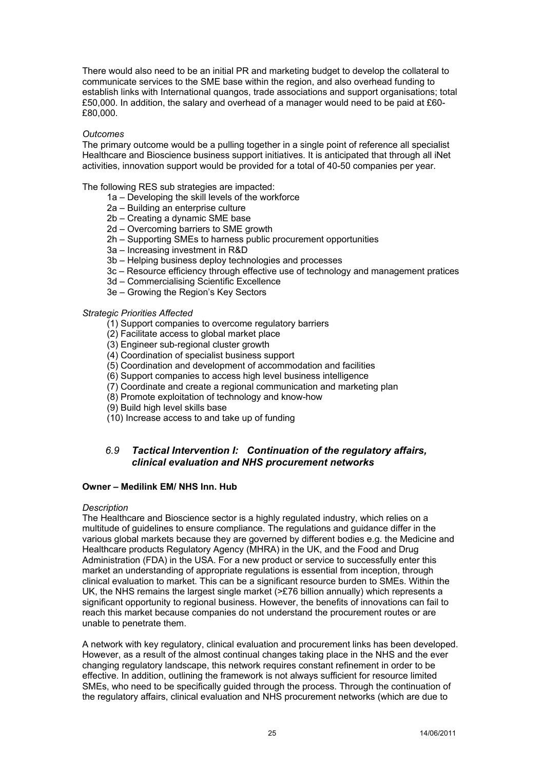There would also need to be an initial PR and marketing budget to develop the collateral to communicate services to the SME base within the region, and also overhead funding to establish links with International quangos, trade associations and support organisations; total £50,000. In addition, the salary and overhead of a manager would need to be paid at £60-£80,000.

*Outcomes*

The primary outcome would be a pulling together in a single point of reference all specialist Healthcare and Bioscience business support initiatives. It is anticipated that through all iNet activities, innovation support would be provided for a total of 40-50 companies per year.

The following RES sub strategies are impacted:

- 1a – Developing the skill levels of the workforce
- 2a – Building an enterprise culture
- 2b – Creating a dynamic SME base
- 2d – Overcoming barriers to SME growth
- 2h – Supporting SMEs to harness public procurement opportunities
- 3a – Increasing investment in R&D
- 3b – Helping business deploy technologies and processes
- 3c – Resource efficiency through effective use of technology and management pratices
- 3d – Commercialising Scientific Excellence
- 3e – Growing the Region's Key Sectors

*Strategic Priorities Affected*

- (1) Support companies to overcome regulatory barriers
- (2) Facilitate access to global market place
- (3) Engineer sub-regional cluster growth
- (4) Coordination of specialist business support
- (5) Coordination and development of accommodation and facilities
- (6) Support companies to access high level business intelligence
- (7) Coordinate and create a regional communication and marketing plan
- (8) Promote exploitation of technology and know-how
- (9) Build high level skills base
- (10) Increase access to and take up of funding

### *6.9 Tactical Intervention I: Continuation of the regulatory affairs, clinical evaluation and NHS procurement networks*

**Owner – Medilink EM/ NHS Inn. Hub**

*Description*

The Healthcare and Bioscience sector is a highly regulated industry, which relies on a multitude of guidelines to ensure compliance. The regulations and guidance differ in the various global markets because they are governed by different bodies e.g. the Medicine and Healthcare products Regulatory Agency (MHRA) in the UK, and the Food and Drug Administration (FDA) in the USA. For a new product or service to successfully enter this market an understanding of appropriate regulations is essential from inception, through clinical evaluation to market. This can be a significant resource burden to SMEs. Within the UK, the NHS remains the largest single market (>£76 billion annually) which represents a significant opportunity to regional business. However, the benefits of innovations can fail to reach this market because companies do not understand the procurement routes or are unable to penetrate them.

A network with key regulatory, clinical evaluation and procurement links has been developed. However, as a result of the almost continual changes taking place in the NHS and the ever changing regulatory landscape, this network requires constant refinement in order to be effective. In addition, outlining the framework is not always sufficient for resource limited SMEs, who need to be specifically guided through the process. Through the continuation of the regulatory affairs, clinical evaluation and NHS procurement networks (which are due to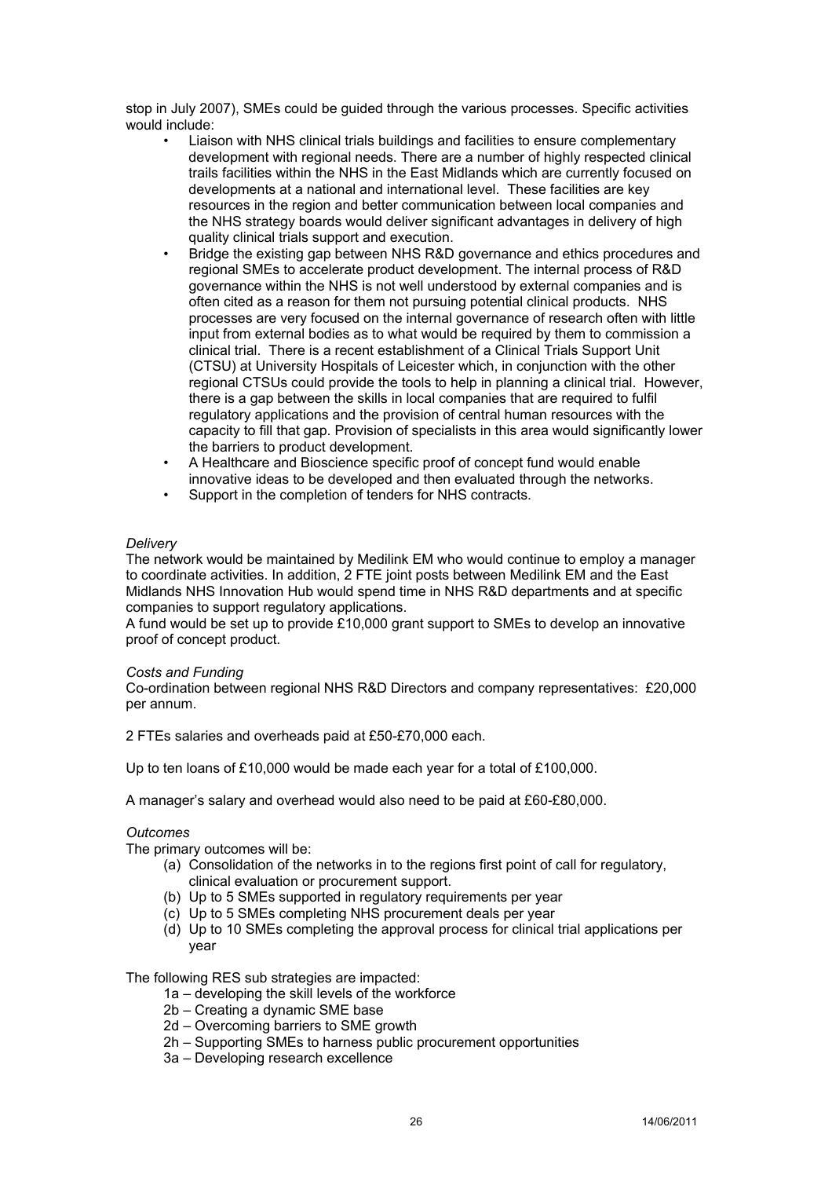stop in July 2007), SMEs could be guided through the various processes. Specific activities would include:

- Liaison with NHS clinical trials buildings and facilities to ensure complementary development with regional needs. There are a number of highly respected clinical trails facilities within the NHS in the East Midlands which are currently focused on developments at a national and international level. These facilities are key resources in the region and better communication between local companies and the NHS strategy boards would deliver significant advantages in delivery of high quality clinical trials support and execution.
- Bridge the existing gap between NHS R&D governance and ethics procedures and regional SMEs to accelerate product development. The internal process of R&D governance within the NHS is not well understood by external companies and is often cited as a reason for them not pursuing potential clinical products. NHS processes are very focused on the internal governance of research often with little input from external bodies as to what would be required by them to commission a clinical trial. There is a recent establishment of a Clinical Trials Support Unit (CTSU) at University Hospitals of Leicester which, in conjunction with the other regional CTSUs could provide the tools to help in planning a clinical trial. However, there is a gap between the skills in local companies that are required to fulfil regulatory applications and the provision of central human resources with the capacity to fill that gap. Provision of specialists in this area would significantly lower the barriers to product development.
- A Healthcare and Bioscience specific proof of concept fund would enable innovative ideas to be developed and then evaluated through the networks.
- Support in the completion of tenders for NHS contracts.

*Delivery*

The network would be maintained by Medilink EM who would continue to employ a manager to coordinate activities. In addition, 2 FTE joint posts between Medilink EM and the East Midlands NHS Innovation Hub would spend time in NHS R&D departments and at specific companies to support regulatory applications.

A fund would be set up to provide £10,000 grant support to SMEs to develop an innovative proof of concept product.

*Costs and Funding*

Co-ordination between regional NHS R&D Directors and company representatives: £20,000 per annum.

2 FTEs salaries and overheads paid at £50-£70,000 each.

Up to ten loans of £10,000 would be made each year for a total of £100,000.

A manager's salary and overhead would also need to be paid at £60-£80,000.

*Outcomes*

The primary outcomes will be:

(a) Consolidation of the networks in to the regions first point of call for regulatory, clinical evaluation or procurement support.
(b) Up to 5 SMEs supported in regulatory requirements per year
(c) Up to 5 SMEs completing NHS procurement deals per year
(d) Up to 10 SMEs completing the approval process for clinical trial applications per year

The following RES sub strategies are impacted:

1a – developing the skill levels of the workforce
2b – Creating a dynamic SME base
2d – Overcoming barriers to SME growth
2h – Supporting SMEs to harness public procurement opportunities
3a – Developing research excellence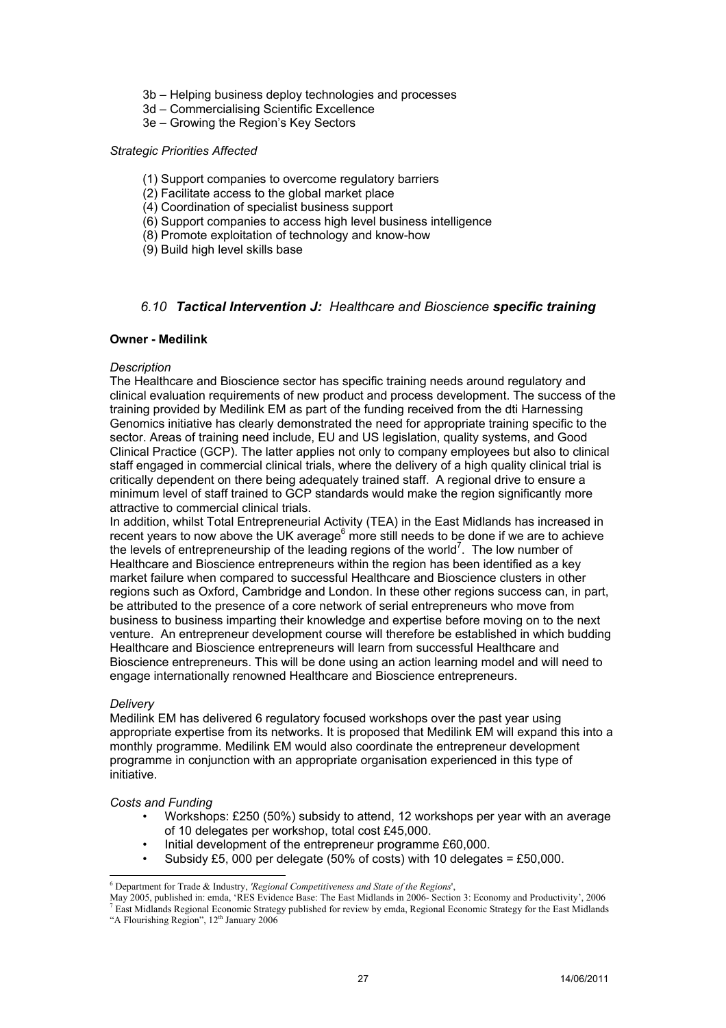3b – Helping business deploy technologies and processes
3d – Commercialising Scientific Excellence
3e – Growing the Region's Key Sectors

*Strategic Priorities Affected*

(1) Support companies to overcome regulatory barriers
(2) Facilitate access to the global market place
(4) Coordination of specialist business support
(6) Support companies to access high level business intelligence
(8) Promote exploitation of technology and know-how
(9) Build high level skills base

### *6.10 **Tactical Intervention J:** Healthcare and Bioscience **specific training***

**Owner - Medilink**

*Description*

The Healthcare and Bioscience sector has specific training needs around regulatory and clinical evaluation requirements of new product and process development. The success of the training provided by Medilink EM as part of the funding received from the dti Harnessing Genomics initiative has clearly demonstrated the need for appropriate training specific to the sector. Areas of training need include, EU and US legislation, quality systems, and Good Clinical Practice (GCP). The latter applies not only to company employees but also to clinical staff engaged in commercial clinical trials, where the delivery of a high quality clinical trial is critically dependent on there being adequately trained staff. A regional drive to ensure a minimum level of staff trained to GCP standards would make the region significantly more attractive to commercial clinical trials.

In addition, whilst Total Entrepreneurial Activity (TEA) in the East Midlands has increased in recent years to now above the UK average[6] more still needs to be done if we are to achieve the levels of entrepreneurship of the leading regions of the world[7]. The low number of Healthcare and Bioscience entrepreneurs within the region has been identified as a key market failure when compared to successful Healthcare and Bioscience clusters in other regions such as Oxford, Cambridge and London. In these other regions success can, in part, be attributed to the presence of a core network of serial entrepreneurs who move from business to business imparting their knowledge and expertise before moving on to the next venture. An entrepreneur development course will therefore be established in which budding Healthcare and Bioscience entrepreneurs will learn from successful Healthcare and Bioscience entrepreneurs. This will be done using an action learning model and will need to engage internationally renowned Healthcare and Bioscience entrepreneurs.

*Delivery*

Medilink EM has delivered 6 regulatory focused workshops over the past year using appropriate expertise from its networks. It is proposed that Medilink EM will expand this into a monthly programme. Medilink EM would also coordinate the entrepreneur development programme in conjunction with an appropriate organisation experienced in this type of initiative.

*Costs and Funding*

- Workshops: £250 (50%) subsidy to attend, 12 workshops per year with an average of 10 delegates per workshop, total cost £45,000.
- Initial development of the entrepreneur programme £60,000.
- Subsidy £5, 000 per delegate (50% of costs) with 10 delegates = £50,000.

---

[6] Department for Trade & Industry, *'Regional Competitiveness and State of the Regions'*, May 2005, published in: emda, 'RES Evidence Base: The East Midlands in 2006- Section 3: Economy and Productivity', 2006

[7] East Midlands Regional Economic Strategy published for review by emda, Regional Economic Strategy for the East Midlands "A Flourishing Region", 12th January 2006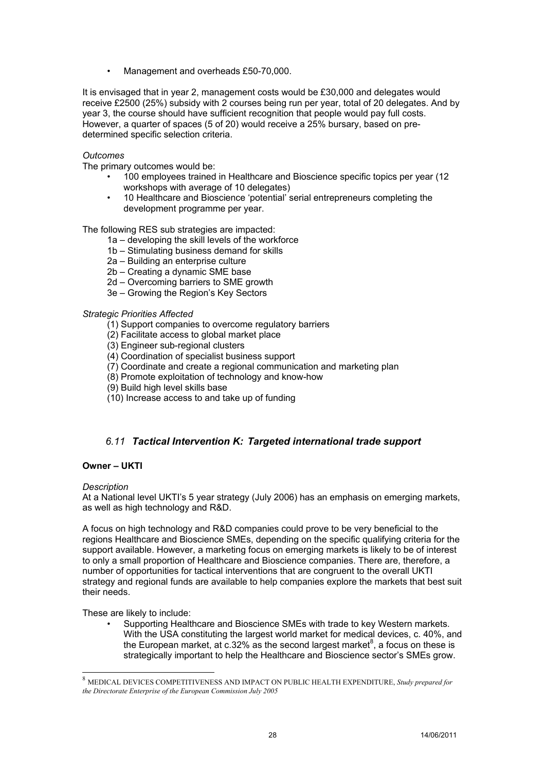- Management and overheads £50-70,000.

It is envisaged that in year 2, management costs would be £30,000 and delegates would receive £2500 (25%) subsidy with 2 courses being run per year, total of 20 delegates. And by year 3, the course should have sufficient recognition that people would pay full costs. However, a quarter of spaces (5 of 20) would receive a 25% bursary, based on pre-determined specific selection criteria.

*Outcomes*

The primary outcomes would be:

- 100 employees trained in Healthcare and Bioscience specific topics per year (12 workshops with average of 10 delegates)
- 10 Healthcare and Bioscience 'potential' serial entrepreneurs completing the development programme per year.

The following RES sub strategies are impacted:

1a – developing the skill levels of the workforce
1b – Stimulating business demand for skills
2a – Building an enterprise culture
2b – Creating a dynamic SME base
2d – Overcoming barriers to SME growth
3e – Growing the Region's Key Sectors

*Strategic Priorities Affected*

(1) Support companies to overcome regulatory barriers
(2) Facilitate access to global market place
(3) Engineer sub-regional clusters
(4) Coordination of specialist business support
(7) Coordinate and create a regional communication and marketing plan
(8) Promote exploitation of technology and know-how
(9) Build high level skills base
(10) Increase access to and take up of funding

### *6.11 Tactical Intervention K: Targeted international trade support*

**Owner – UKTI**

*Description*

At a National level UKTI's 5 year strategy (July 2006) has an emphasis on emerging markets, as well as high technology and R&D.

A focus on high technology and R&D companies could prove to be very beneficial to the regions Healthcare and Bioscience SMEs, depending on the specific qualifying criteria for the support available. However, a marketing focus on emerging markets is likely to be of interest to only a small proportion of Healthcare and Bioscience companies. There are, therefore, a number of opportunities for tactical interventions that are congruent to the overall UKTI strategy and regional funds are available to help companies explore the markets that best suit their needs.

These are likely to include:

- Supporting Healthcare and Bioscience SMEs with trade to key Western markets. With the USA constituting the largest world market for medical devices, c. 40%, and the European market, at c.32% as the second largest market[8], a focus on these is strategically important to help the Healthcare and Bioscience sector's SMEs grow.

[8] MEDICAL DEVICES COMPETITIVENESS AND IMPACT ON PUBLIC HEALTH EXPENDITURE, *Study prepared for the Directorate Enterprise of the European Commission July 2005*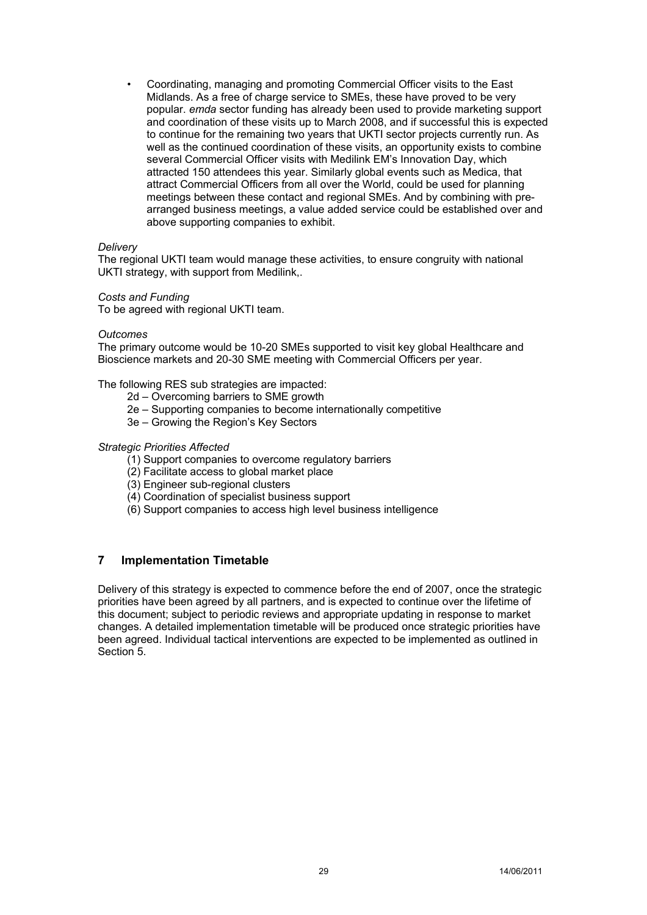- Coordinating, managing and promoting Commercial Officer visits to the East Midlands. As a free of charge service to SMEs, these have proved to be very popular. *emda* sector funding has already been used to provide marketing support and coordination of these visits up to March 2008, and if successful this is expected to continue for the remaining two years that UKTI sector projects currently run. As well as the continued coordination of these visits, an opportunity exists to combine several Commercial Officer visits with Medilink EM's Innovation Day, which attracted 150 attendees this year. Similarly global events such as Medica, that attract Commercial Officers from all over the World, could be used for planning meetings between these contact and regional SMEs. And by combining with pre-arranged business meetings, a value added service could be established over and above supporting companies to exhibit.

*Delivery*

The regional UKTI team would manage these activities, to ensure congruity with national UKTI strategy, with support from Medilink,.

*Costs and Funding*

To be agreed with regional UKTI team.

*Outcomes*

The primary outcome would be 10-20 SMEs supported to visit key global Healthcare and Bioscience markets and 20-30 SME meeting with Commercial Officers per year.

The following RES sub strategies are impacted:

- 2d – Overcoming barriers to SME growth
- 2e – Supporting companies to become internationally competitive
- 3e – Growing the Region's Key Sectors

*Strategic Priorities Affected*

- (1) Support companies to overcome regulatory barriers
- (2) Facilitate access to global market place
- (3) Engineer sub-regional clusters
- (4) Coordination of specialist business support
- (6) Support companies to access high level business intelligence

## 7 Implementation Timetable

Delivery of this strategy is expected to commence before the end of 2007, once the strategic priorities have been agreed by all partners, and is expected to continue over the lifetime of this document; subject to periodic reviews and appropriate updating in response to market changes. A detailed implementation timetable will be produced once strategic priorities have been agreed. Individual tactical interventions are expected to be implemented as outlined in Section 5.